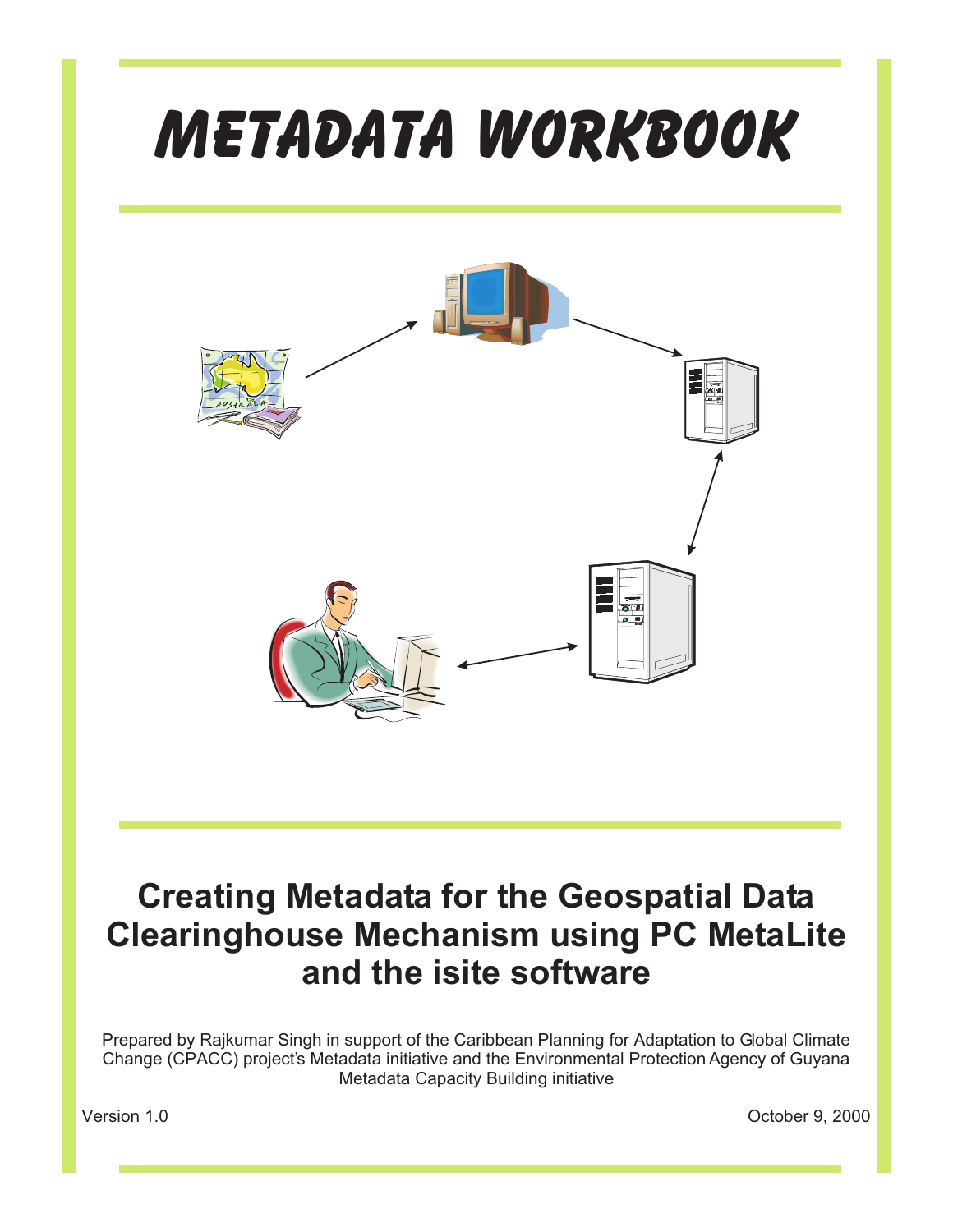# METADATA WORKBOOK

## Creating Metadata for the Geospatial Data Clearinghouse Mechanism using PC MetaLite and the isite software

Prepared by Rajkumar Singh in support of the Caribbean Planning for Adaptation to Global Climate Change (CPACC) project's Metadata initiative and the Environmental Protection Agency of Guyana Metadata Capacity Building initiative

Version 1.0

October 9, 2000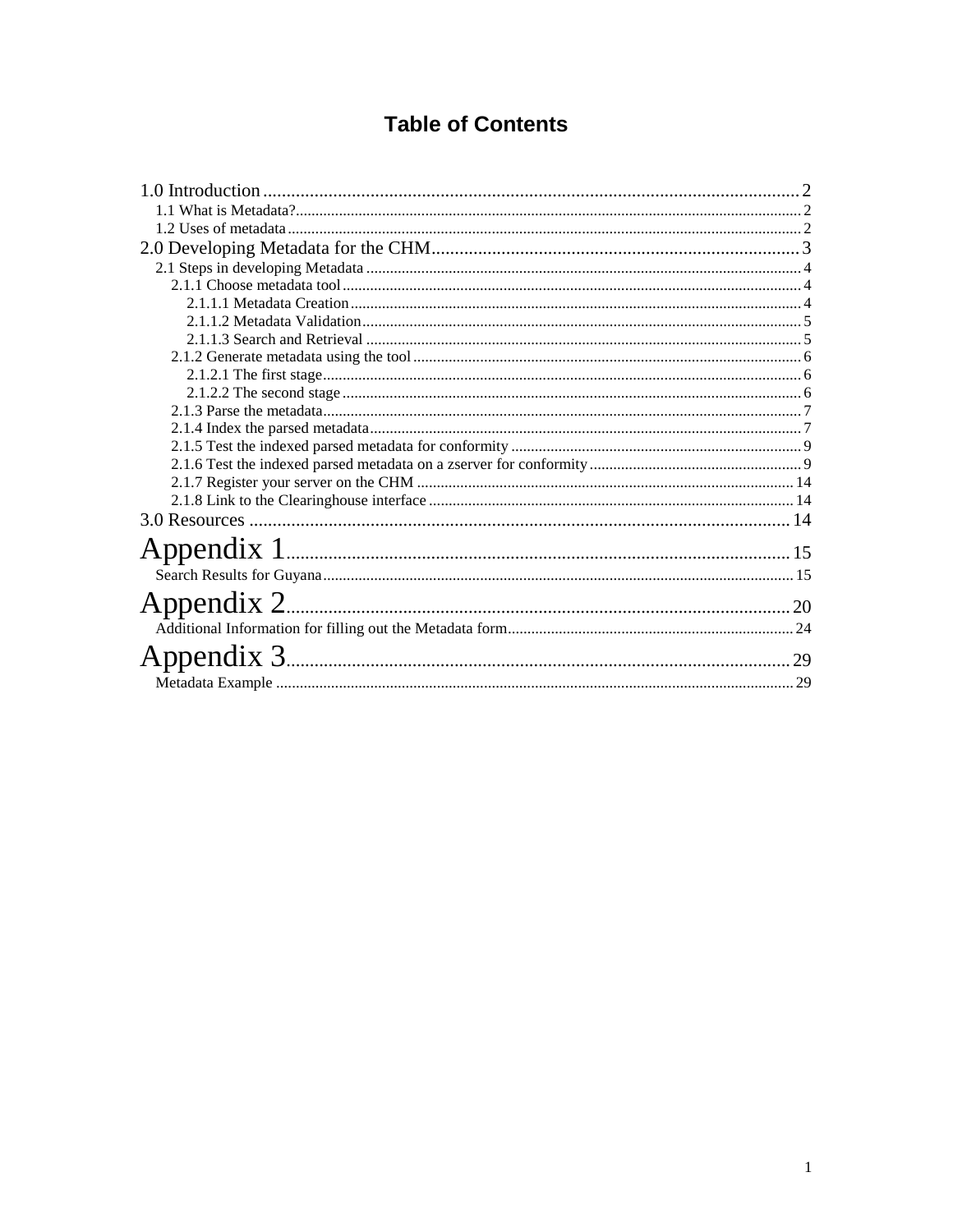# Table of Contents

1.0 Introduction .......... 2
- 1.1 What is Metadata? .......... 2
- 1.2 Uses of metadata .......... 2

2.0 Developing Metadata for the CHM .......... 3
- 2.1 Steps in developing Metadata .......... 4
  - 2.1.1 Choose metadata tool .......... 4
    - 2.1.1.1 Metadata Creation .......... 4
    - 2.1.1.2 Metadata Validation .......... 5
    - 2.1.1.3 Search and Retrieval .......... 5
  - 2.1.2 Generate metadata using the tool .......... 6
    - 2.1.2.1 The first stage .......... 6
    - 2.1.2.2 The second stage .......... 6
  - 2.1.3 Parse the metadata .......... 7
  - 2.1.4 Index the parsed metadata .......... 7
  - 2.1.5 Test the indexed parsed metadata for conformity .......... 9
  - 2.1.6 Test the indexed parsed metadata on a zserver for conformity .......... 9
  - 2.1.7 Register your server on the CHM .......... 14
  - 2.1.8 Link to the Clearinghouse interface .......... 14

3.0 Resources .......... 14

Appendix 1 .......... 15
- Search Results for Guyana .......... 15

Appendix 2 .......... 20
- Additional Information for filling out the Metadata form .......... 24

Appendix 3 .......... 29
- Metadata Example .......... 29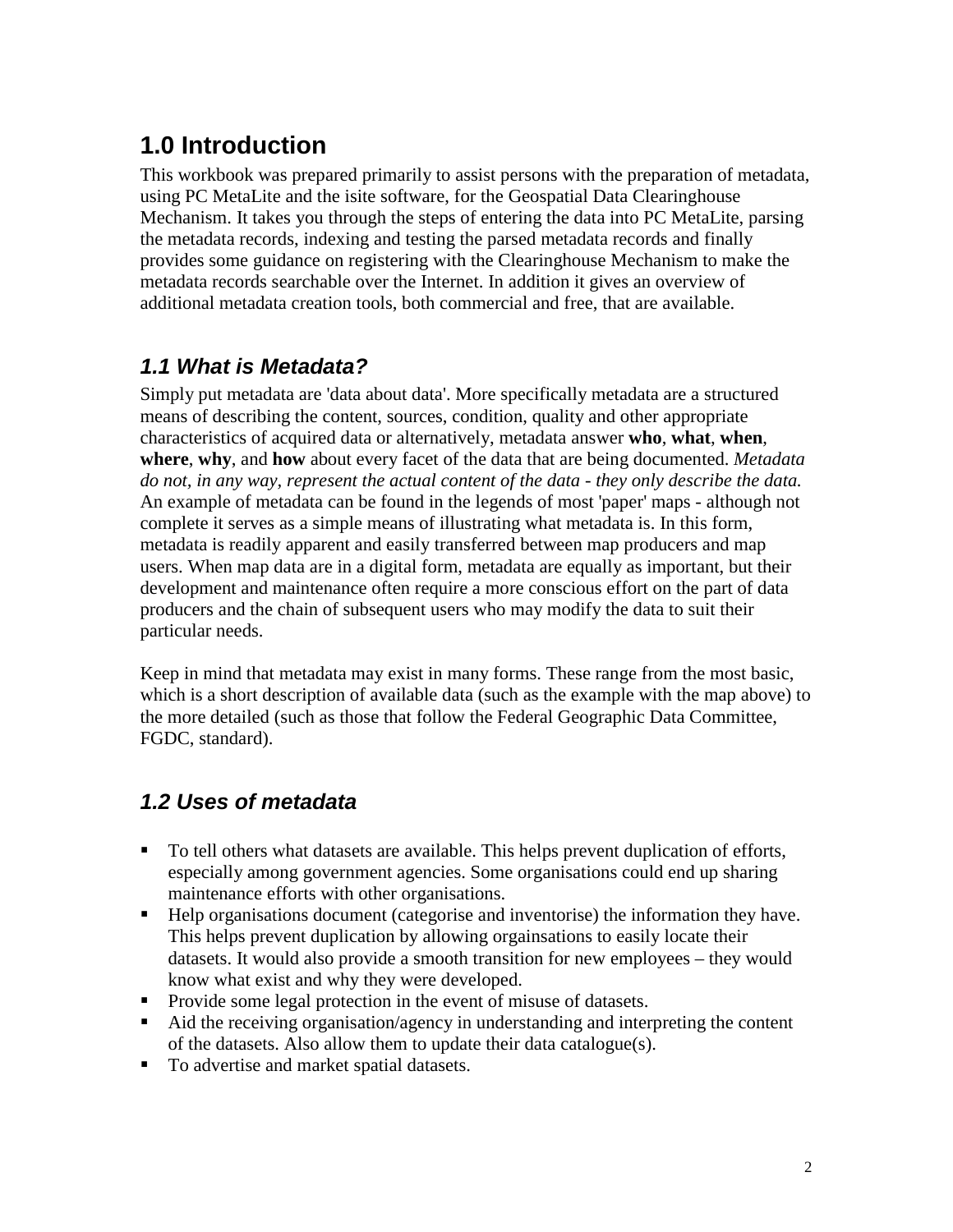# 1.0 Introduction

This workbook was prepared primarily to assist persons with the preparation of metadata, using PC MetaLite and the isite software, for the Geospatial Data Clearinghouse Mechanism. It takes you through the steps of entering the data into PC MetaLite, parsing the metadata records, indexing and testing the parsed metadata records and finally provides some guidance on registering with the Clearinghouse Mechanism to make the metadata records searchable over the Internet. In addition it gives an overview of additional metadata creation tools, both commercial and free, that are available.

## *1.1 What is Metadata?*

Simply put metadata are 'data about data'. More specifically metadata are a structured means of describing the content, sources, condition, quality and other appropriate characteristics of acquired data or alternatively, metadata answer **who**, **what**, **when**, **where**, **why**, and **how** about every facet of the data that are being documented. *Metadata do not, in any way, represent the actual content of the data - they only describe the data.* An example of metadata can be found in the legends of most 'paper' maps - although not complete it serves as a simple means of illustrating what metadata is. In this form, metadata is readily apparent and easily transferred between map producers and map users. When map data are in a digital form, metadata are equally as important, but their development and maintenance often require a more conscious effort on the part of data producers and the chain of subsequent users who may modify the data to suit their particular needs.

Keep in mind that metadata may exist in many forms. These range from the most basic, which is a short description of available data (such as the example with the map above) to the more detailed (such as those that follow the Federal Geographic Data Committee, FGDC, standard).

## *1.2 Uses of metadata*

- To tell others what datasets are available. This helps prevent duplication of efforts, especially among government agencies. Some organisations could end up sharing maintenance efforts with other organisations.
- Help organisations document (categorise and inventorise) the information they have. This helps prevent duplication by allowing orgainsations to easily locate their datasets. It would also provide a smooth transition for new employees – they would know what exist and why they were developed.
- Provide some legal protection in the event of misuse of datasets.
- Aid the receiving organisation/agency in understanding and interpreting the content of the datasets. Also allow them to update their data catalogue(s).
- To advertise and market spatial datasets.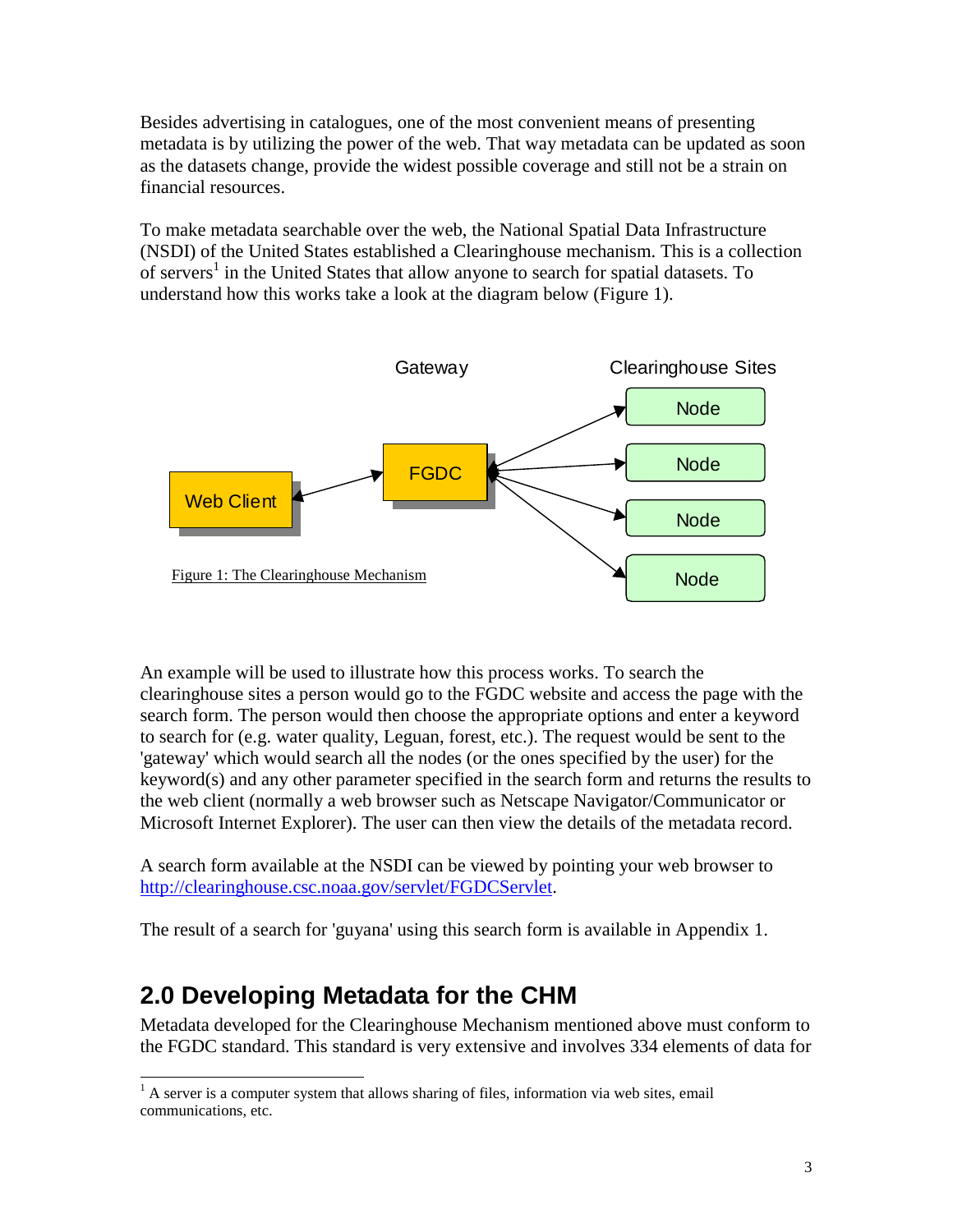Besides advertising in catalogues, one of the most convenient means of presenting metadata is by utilizing the power of the web. That way metadata can be updated as soon as the datasets change, provide the widest possible coverage and still not be a strain on financial resources.

To make metadata searchable over the web, the National Spatial Data Infrastructure (NSDI) of the United States established a Clearinghouse mechanism. This is a collection of servers[1] in the United States that allow anyone to search for spatial datasets. To understand how this works take a look at the diagram below (Figure 1).

Gateway

Clearinghouse Sites

Web Client

FGDC

Node

Node

Node

Node

Figure 1: The Clearinghouse Mechanism

An example will be used to illustrate how this process works. To search the clearinghouse sites a person would go to the FGDC website and access the page with the search form. The person would then choose the appropriate options and enter a keyword to search for (e.g. water quality, Leguan, forest, etc.). The request would be sent to the 'gateway' which would search all the nodes (or the ones specified by the user) for the keyword(s) and any other parameter specified in the search form and returns the results to the web client (normally a web browser such as Netscape Navigator/Communicator or Microsoft Internet Explorer). The user can then view the details of the metadata record.

A search form available at the NSDI can be viewed by pointing your web browser to http://clearinghouse.csc.noaa.gov/servlet/FGDCServlet.

The result of a search for 'guyana' using this search form is available in Appendix 1.

## 2.0 Developing Metadata for the CHM

Metadata developed for the Clearinghouse Mechanism mentioned above must conform to the FGDC standard. This standard is very extensive and involves 334 elements of data for

[1] A server is a computer system that allows sharing of files, information via web sites, email communications, etc.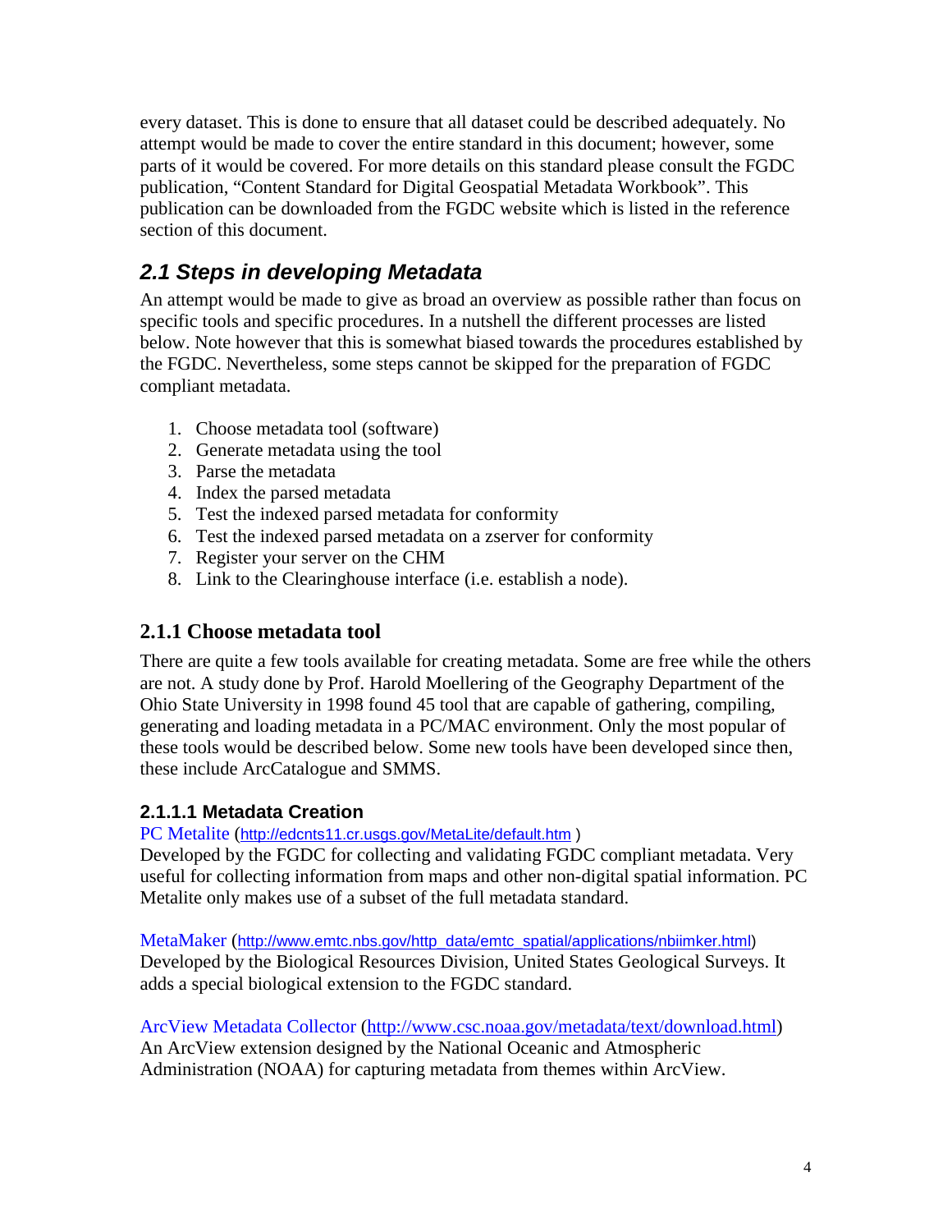every dataset. This is done to ensure that all dataset could be described adequately. No attempt would be made to cover the entire standard in this document; however, some parts of it would be covered. For more details on this standard please consult the FGDC publication, "Content Standard for Digital Geospatial Metadata Workbook". This publication can be downloaded from the FGDC website which is listed in the reference section of this document.

## *2.1 Steps in developing Metadata*

An attempt would be made to give as broad an overview as possible rather than focus on specific tools and specific procedures. In a nutshell the different processes are listed below. Note however that this is somewhat biased towards the procedures established by the FGDC. Nevertheless, some steps cannot be skipped for the preparation of FGDC compliant metadata.

1. Choose metadata tool (software)
2. Generate metadata using the tool
3. Parse the metadata
4. Index the parsed metadata
5. Test the indexed parsed metadata for conformity
6. Test the indexed parsed metadata on a zserver for conformity
7. Register your server on the CHM
8. Link to the Clearinghouse interface (i.e. establish a node).

### 2.1.1 Choose metadata tool

There are quite a few tools available for creating metadata. Some are free while the others are not. A study done by Prof. Harold Moellering of the Geography Department of the Ohio State University in 1998 found 45 tool that are capable of gathering, compiling, generating and loading metadata in a PC/MAC environment. Only the most popular of these tools would be described below. Some new tools have been developed since then, these include ArcCatalogue and SMMS.

#### 2.1.1.1 Metadata Creation

PC Metalite (http://edcnts11.cr.usgs.gov/MetaLite/default.htm )
Developed by the FGDC for collecting and validating FGDC compliant metadata. Very useful for collecting information from maps and other non-digital spatial information. PC Metalite only makes use of a subset of the full metadata standard.

MetaMaker (http://www.emtc.nbs.gov/http_data/emtc_spatial/applications/nbiimker.html)
Developed by the Biological Resources Division, United States Geological Surveys. It adds a special biological extension to the FGDC standard.

ArcView Metadata Collector (http://www.csc.noaa.gov/metadata/text/download.html)
An ArcView extension designed by the National Oceanic and Atmospheric Administration (NOAA) for capturing metadata from themes within ArcView.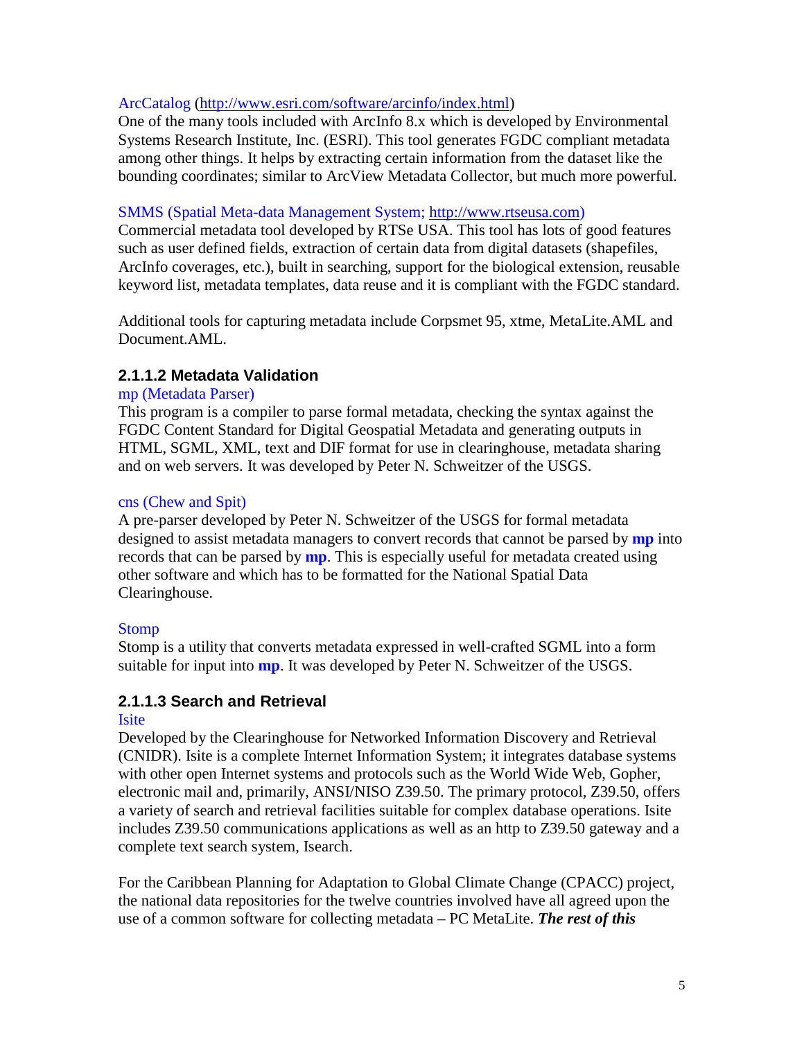ArcCatalog (http://www.esri.com/software/arcinfo/index.html)
One of the many tools included with ArcInfo 8.x which is developed by Environmental Systems Research Institute, Inc. (ESRI). This tool generates FGDC compliant metadata among other things. It helps by extracting certain information from the dataset like the bounding coordinates; similar to ArcView Metadata Collector, but much more powerful.

SMMS (Spatial Meta-data Management System; http://www.rtseusa.com)
Commercial metadata tool developed by RTSe USA. This tool has lots of good features such as user defined fields, extraction of certain data from digital datasets (shapefiles, ArcInfo coverages, etc.), built in searching, support for the biological extension, reusable keyword list, metadata templates, data reuse and it is compliant with the FGDC standard.

Additional tools for capturing metadata include Corpsmet 95, xtme, MetaLite.AML and Document.AML.

#### 2.1.1.2 Metadata Validation

mp (Metadata Parser)
This program is a compiler to parse formal metadata, checking the syntax against the FGDC Content Standard for Digital Geospatial Metadata and generating outputs in HTML, SGML, XML, text and DIF format for use in clearinghouse, metadata sharing and on web servers. It was developed by Peter N. Schweitzer of the USGS.

cns (Chew and Spit)
A pre-parser developed by Peter N. Schweitzer of the USGS for formal metadata designed to assist metadata managers to convert records that cannot be parsed by **mp** into records that can be parsed by **mp**. This is especially useful for metadata created using other software and which has to be formatted for the National Spatial Data Clearinghouse.

Stomp
Stomp is a utility that converts metadata expressed in well-crafted SGML into a form suitable for input into **mp**. It was developed by Peter N. Schweitzer of the USGS.

#### 2.1.1.3 Search and Retrieval

Isite
Developed by the Clearinghouse for Networked Information Discovery and Retrieval (CNIDR). Isite is a complete Internet Information System; it integrates database systems with other open Internet systems and protocols such as the World Wide Web, Gopher, electronic mail and, primarily, ANSI/NISO Z39.50. The primary protocol, Z39.50, offers a variety of search and retrieval facilities suitable for complex database operations. Isite includes Z39.50 communications applications as well as an http to Z39.50 gateway and a complete text search system, Isearch.

For the Caribbean Planning for Adaptation to Global Climate Change (CPACC) project, the national data repositories for the twelve countries involved have all agreed upon the use of a common software for collecting metadata – PC MetaLite. ***The rest of this***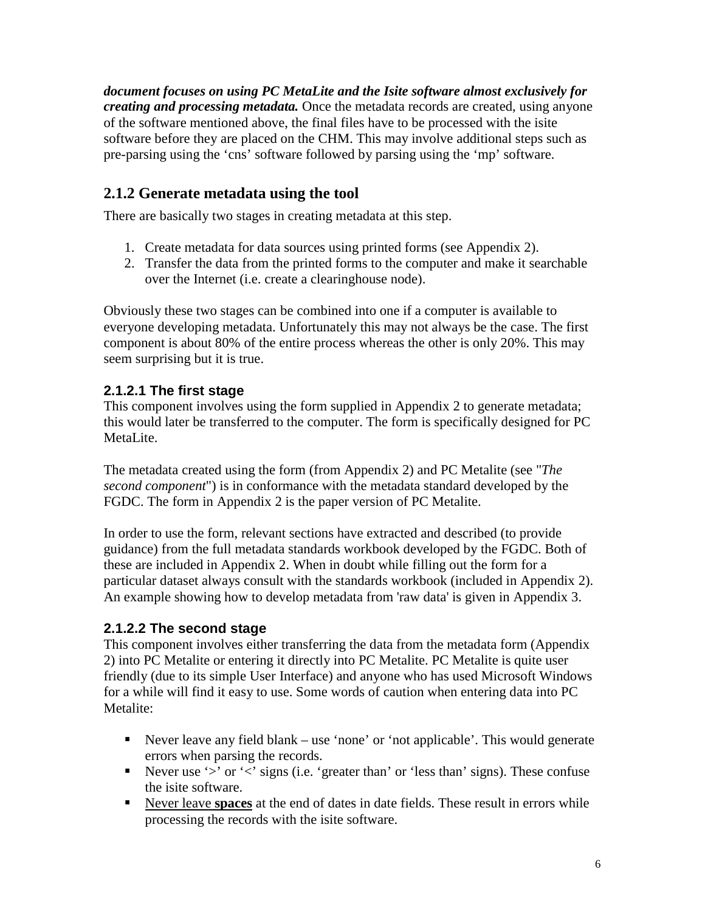***document focuses on using PC MetaLite and the Isite software almost exclusively for creating and processing metadata.*** Once the metadata records are created, using anyone of the software mentioned above, the final files have to be processed with the isite software before they are placed on the CHM. This may involve additional steps such as pre-parsing using the 'cns' software followed by parsing using the 'mp' software.

## 2.1.2 Generate metadata using the tool

There are basically two stages in creating metadata at this step.

1. Create metadata for data sources using printed forms (see Appendix 2).
2. Transfer the data from the printed forms to the computer and make it searchable over the Internet (i.e. create a clearinghouse node).

Obviously these two stages can be combined into one if a computer is available to everyone developing metadata. Unfortunately this may not always be the case. The first component is about 80% of the entire process whereas the other is only 20%. This may seem surprising but it is true.

### 2.1.2.1 The first stage

This component involves using the form supplied in Appendix 2 to generate metadata; this would later be transferred to the computer. The form is specifically designed for PC MetaLite.

The metadata created using the form (from Appendix 2) and PC Metalite (see "*The second component*") is in conformance with the metadata standard developed by the FGDC. The form in Appendix 2 is the paper version of PC Metalite.

In order to use the form, relevant sections have extracted and described (to provide guidance) from the full metadata standards workbook developed by the FGDC. Both of these are included in Appendix 2. When in doubt while filling out the form for a particular dataset always consult with the standards workbook (included in Appendix 2). An example showing how to develop metadata from 'raw data' is given in Appendix 3.

### 2.1.2.2 The second stage

This component involves either transferring the data from the metadata form (Appendix 2) into PC Metalite or entering it directly into PC Metalite. PC Metalite is quite user friendly (due to its simple User Interface) and anyone who has used Microsoft Windows for a while will find it easy to use. Some words of caution when entering data into PC Metalite:

- Never leave any field blank – use 'none' or 'not applicable'. This would generate errors when parsing the records.
- Never use '>' or '<' signs (i.e. 'greater than' or 'less than' signs). These confuse the isite software.
- <u>Never leave **spaces**</u> at the end of dates in date fields. These result in errors while processing the records with the isite software.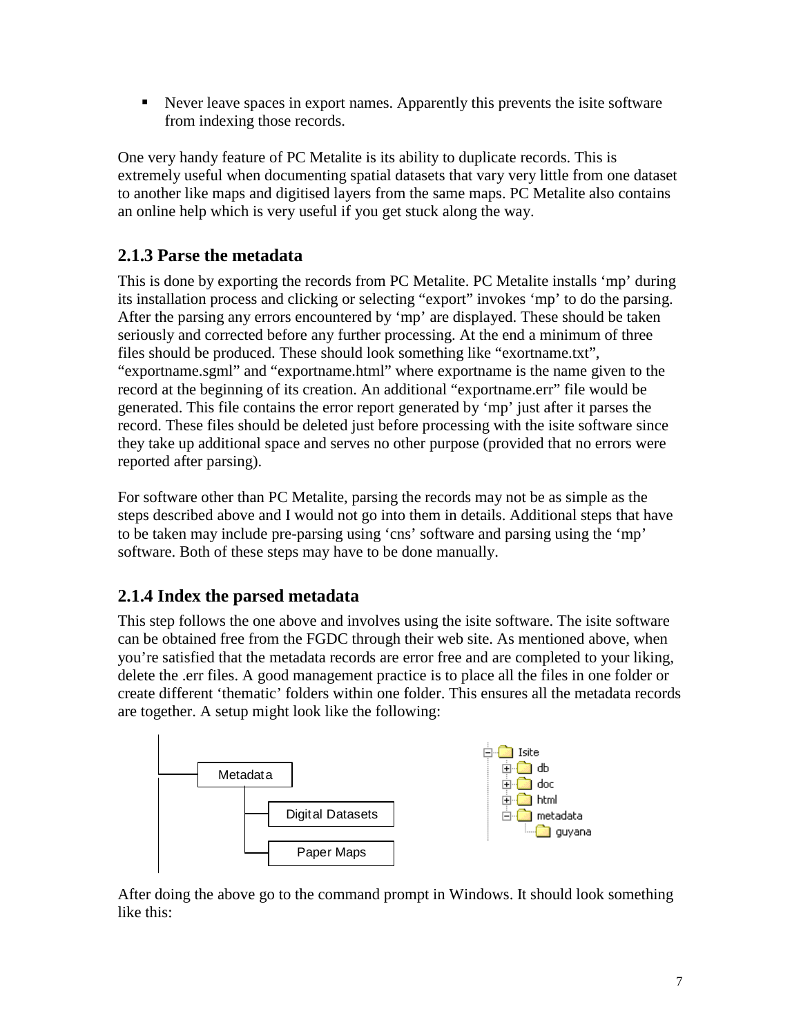- Never leave spaces in export names. Apparently this prevents the isite software from indexing those records.

One very handy feature of PC Metalite is its ability to duplicate records. This is extremely useful when documenting spatial datasets that vary very little from one dataset to another like maps and digitised layers from the same maps. PC Metalite also contains an online help which is very useful if you get stuck along the way.

### 2.1.3 Parse the metadata

This is done by exporting the records from PC Metalite. PC Metalite installs 'mp' during its installation process and clicking or selecting "export" invokes 'mp' to do the parsing. After the parsing any errors encountered by 'mp' are displayed. These should be taken seriously and corrected before any further processing. At the end a minimum of three files should be produced. These should look something like "exortname.txt", "exportname.sgml" and "exportname.html" where exportname is the name given to the record at the beginning of its creation. An additional "exportname.err" file would be generated. This file contains the error report generated by 'mp' just after it parses the record. These files should be deleted just before processing with the isite software since they take up additional space and serves no other purpose (provided that no errors were reported after parsing).

For software other than PC Metalite, parsing the records may not be as simple as the steps described above and I would not go into them in details. Additional steps that have to be taken may include pre-parsing using 'cns' software and parsing using the 'mp' software. Both of these steps may have to be done manually.

### 2.1.4 Index the parsed metadata

This step follows the one above and involves using the isite software. The isite software can be obtained free from the FGDC through their web site. As mentioned above, when you're satisfied that the metadata records are error free and are completed to your liking, delete the .err files. A good management practice is to place all the files in one folder or create different 'thematic' folders within one folder. This ensures all the metadata records are together. A setup might look like the following:

```
Metadata
├── Digital Datasets
└── Paper Maps
```

```
Isite
├── db
├── doc
├── html
└── metadata
    └── guyana
```

After doing the above go to the command prompt in Windows. It should look something like this: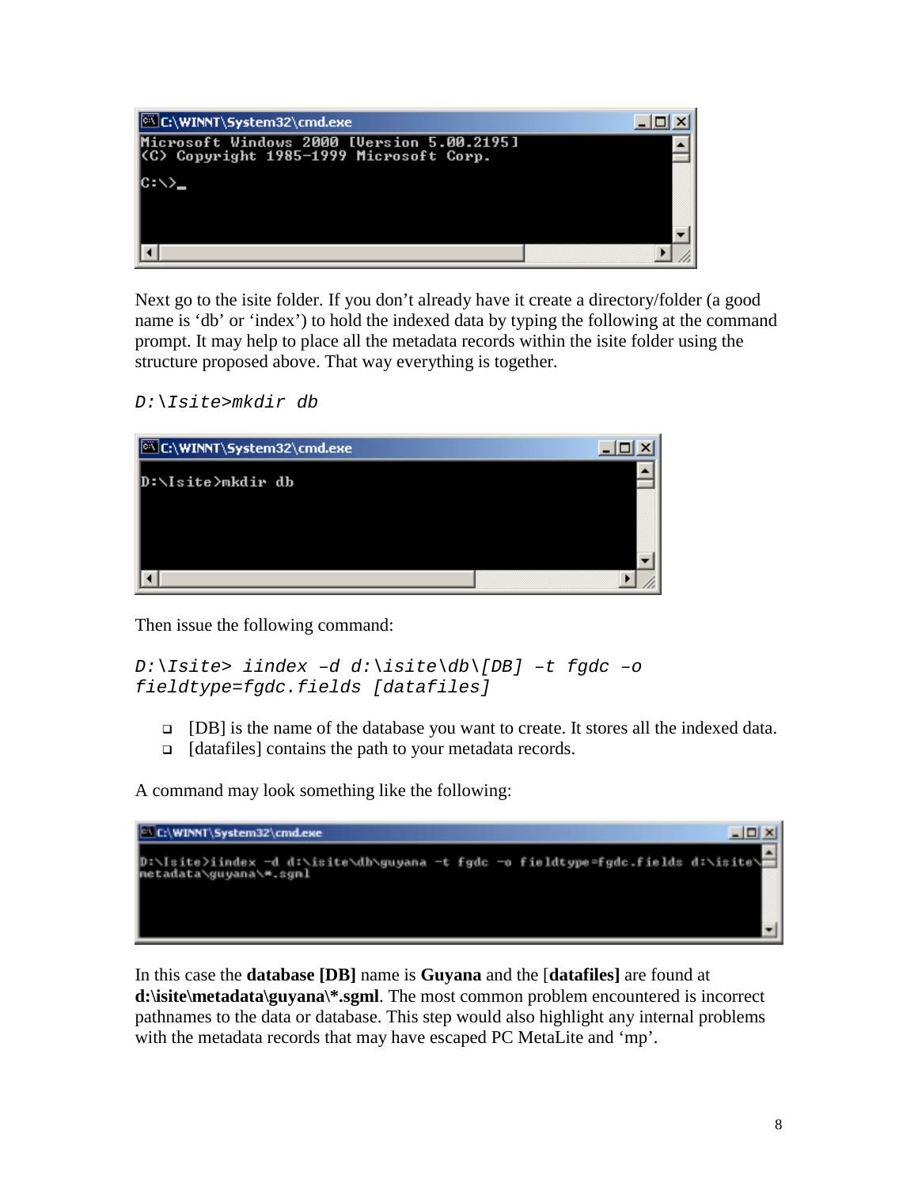```
C:\WINNT\System32\cmd.exe
Microsoft Windows 2000 [Version 5.00.2195]
(C) Copyright 1985-1999 Microsoft Corp.

C:\>_
```

Next go to the isite folder. If you don't already have it create a directory/folder (a good name is 'db' or 'index') to hold the indexed data by typing the following at the command prompt. It may help to place all the metadata records within the isite folder using the structure proposed above. That way everything is together.

*D:\Isite>mkdir db*

```
C:\WINNT\System32\cmd.exe
D:\Isite>mkdir db
```

Then issue the following command:

*D:\Isite> iindex –d d:\isite\db\[DB] –t fgdc –o fieldtype=fgdc.fields [datafiles]*

- [DB] is the name of the database you want to create. It stores all the indexed data.
- [datafiles] contains the path to your metadata records.

A command may look something like the following:

```
C:\WINNT\System32\cmd.exe
D:\Isite>iindex -d d:\isite\db\guyana -t fgdc -o fieldtype=fgdc.fields d:\isite\metadata\guyana\*.sgml
```

In this case the **database [DB]** name is **Guyana** and the [**datafiles]** are found at **d:\isite\metadata\guyana\*.sgml**. The most common problem encountered is incorrect pathnames to the data or database. This step would also highlight any internal problems with the metadata records that may have escaped PC MetaLite and 'mp'.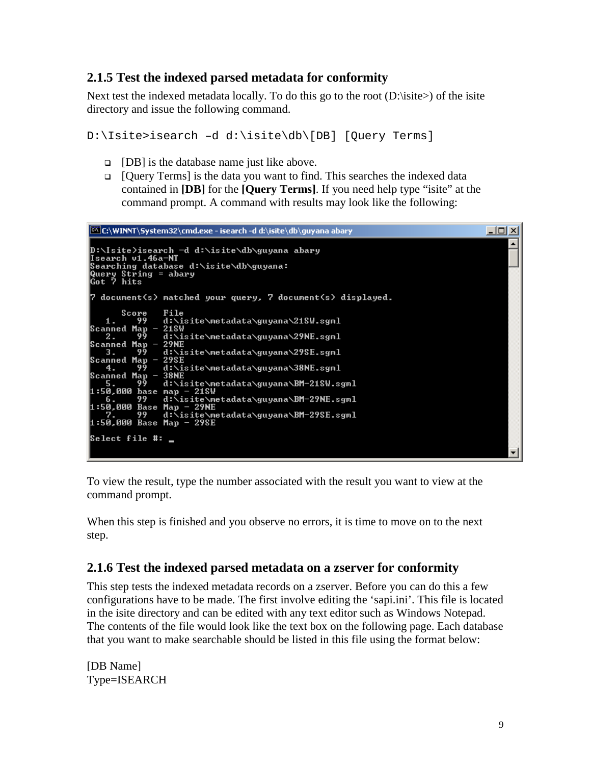### 2.1.5 Test the indexed parsed metadata for conformity

Next test the indexed metadata locally. To do this go to the root (D:\isite>) of the isite directory and issue the following command.

```
D:\Isite>isearch –d d:\isite\db\[DB] [Query Terms]
```

- [DB] is the database name just like above.
- [Query Terms] is the data you want to find. This searches the indexed data contained in **[DB]** for the **[Query Terms]**. If you need help type "isite" at the command prompt. A command with results may look like the following:

```
C:\WINNT\System32\cmd.exe - isearch -d d:\isite\db\guyana abary

D:\Isite>isearch -d d:\isite\db\guyana abary
Isearch v1.46a-NT
Searching database d:\isite\db\guyana:
Query String = abary
Got 7 hits

7 document(s) matched your query, 7 document(s) displayed.

      Score   File
   1.    99   d:\isite\metadata\guyana\21SW.sgml
Scanned Map - 21SW
   2.    99   d:\isite\metadata\guyana\29NE.sgml
Scanned Map - 29NE
   3.    99   d:\isite\metadata\guyana\29SE.sgml
Scanned Map - 29SE
   4.    99   d:\isite\metadata\guyana\38NE.sgml
Scanned Map - 38NE
   5.    99   d:\isite\metadata\guyana\BM-21SW.sgml
1:50,000 base map - 21SW
   6.    99   d:\isite\metadata\guyana\BM-29NE.sgml
1:50,000 Base Map - 29NE
   7.    99   d:\isite\metadata\guyana\BM-29SE.sgml
1:50,000 Base Map - 29SE

Select file #: _
```

To view the result, type the number associated with the result you want to view at the command prompt.

When this step is finished and you observe no errors, it is time to move on to the next step.

### 2.1.6 Test the indexed parsed metadata on a zserver for conformity

This step tests the indexed metadata records on a zserver. Before you can do this a few configurations have to be made. The first involve editing the 'sapi.ini'. This file is located in the isite directory and can be edited with any text editor such as Windows Notepad. The contents of the file would look like the text box on the following page. Each database that you want to make searchable should be listed in this file using the format below:

```
[DB Name]
Type=ISEARCH
```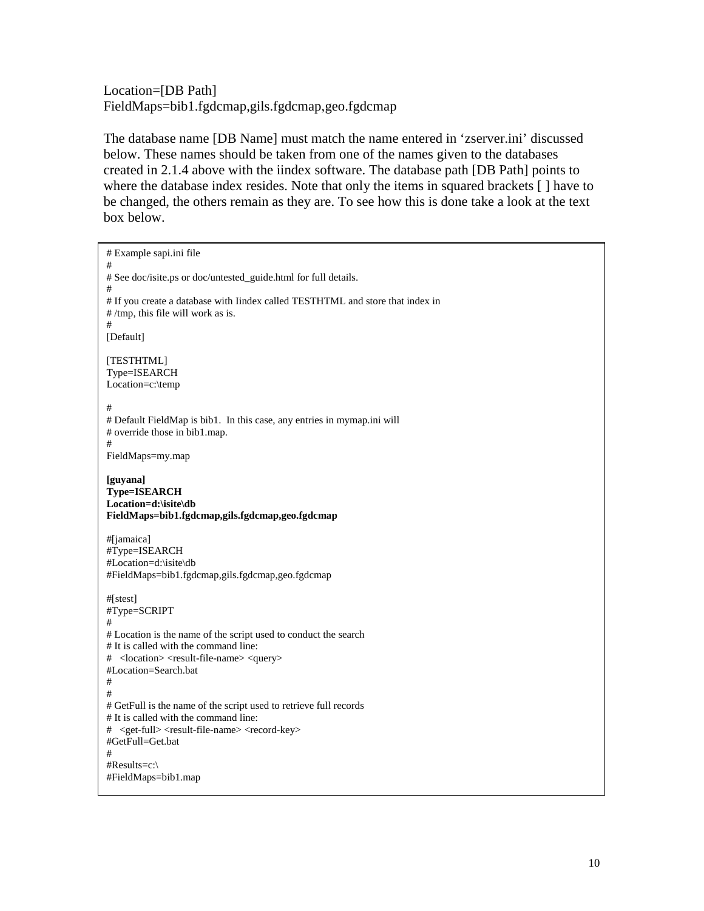Location=[DB Path]
FieldMaps=bib1.fgdcmap,gils.fgdcmap,geo.fgdcmap

The database name [DB Name] must match the name entered in 'zserver.ini' discussed below. These names should be taken from one of the names given to the databases created in 2.1.4 above with the iindex software. The database path [DB Path] points to where the database index resides. Note that only the items in squared brackets [ ] have to be changed, the others remain as they are. To see how this is done take a look at the text box below.

```
# Example sapi.ini file
#
# See doc/isite.ps or doc/untested_guide.html for full details.
#
# If you create a database with Iindex called TESTHTML and store that index in
# /tmp, this file will work as is.
#
[Default]

[TESTHTML]
Type=ISEARCH
Location=c:\temp

#
# Default FieldMap is bib1.  In this case, any entries in mymap.ini will
# override those in bib1.map.
#
FieldMaps=my.map

[guyana]
Type=ISEARCH
Location=d:\isite\db
FieldMaps=bib1.fgdcmap,gils.fgdcmap,geo.fgdcmap

#[jamaica]
#Type=ISEARCH
#Location=d:\isite\db
#FieldMaps=bib1.fgdcmap,gils.fgdcmap,geo.fgdcmap

#[stest]
#Type=SCRIPT
#
# Location is the name of the script used to conduct the search
# It is called with the command line:
#   <location> <result-file-name> <query>
#Location=Search.bat
#
#
# GetFull is the name of the script used to retrieve full records
# It is called with the command line:
#   <get-full> <result-file-name> <record-key>
#GetFull=Get.bat
#
#Results=c:\
#FieldMaps=bib1.map
```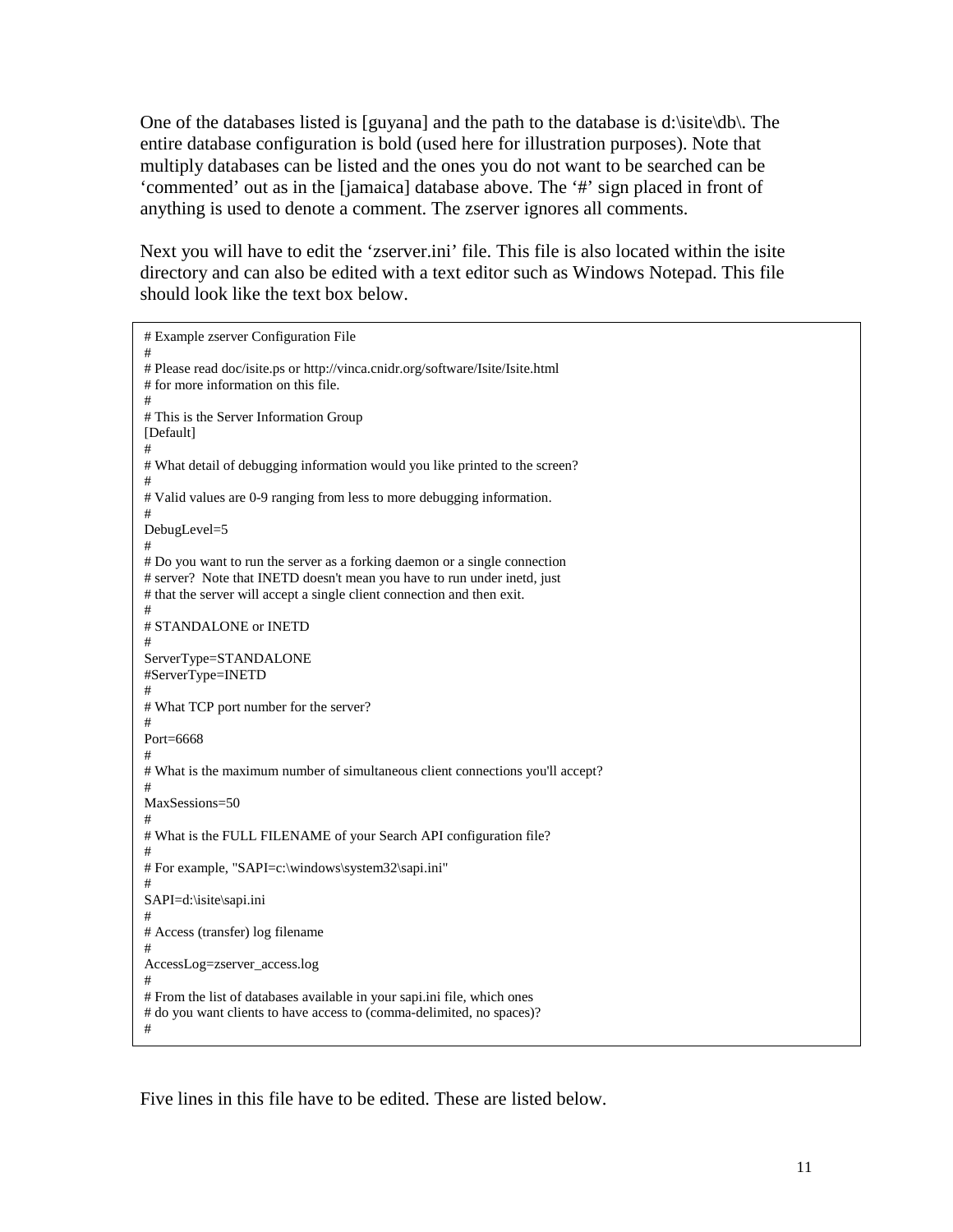One of the databases listed is [guyana] and the path to the database is d:\isite\db\. The entire database configuration is bold (used here for illustration purposes). Note that multiply databases can be listed and the ones you do not want to be searched can be 'commented' out as in the [jamaica] database above. The '#' sign placed in front of anything is used to denote a comment. The zserver ignores all comments.

Next you will have to edit the 'zserver.ini' file. This file is also located within the isite directory and can also be edited with a text editor such as Windows Notepad. This file should look like the text box below.

```
# Example zserver Configuration File
#
# Please read doc/isite.ps or http://vinca.cnidr.org/software/Isite/Isite.html
# for more information on this file.
#
# This is the Server Information Group
[Default]
#
# What detail of debugging information would you like printed to the screen?
#
# Valid values are 0-9 ranging from less to more debugging information.
#
DebugLevel=5
#
# Do you want to run the server as a forking daemon or a single connection
# server?  Note that INETD doesn't mean you have to run under inetd, just
# that the server will accept a single client connection and then exit.
#
# STANDALONE or INETD
#
ServerType=STANDALONE
#ServerType=INETD
#
# What TCP port number for the server?
#
Port=6668
#
# What is the maximum number of simultaneous client connections you'll accept?
#
MaxSessions=50
#
# What is the FULL FILENAME of your Search API configuration file?
#
# For example, "SAPI=c:\windows\system32\sapi.ini"
#
SAPI=d:\isite\sapi.ini
#
# Access (transfer) log filename
#
AccessLog=zserver_access.log
#
# From the list of databases available in your sapi.ini file, which ones
# do you want clients to have access to (comma-delimited, no spaces)?
#
```

Five lines in this file have to be edited. These are listed below.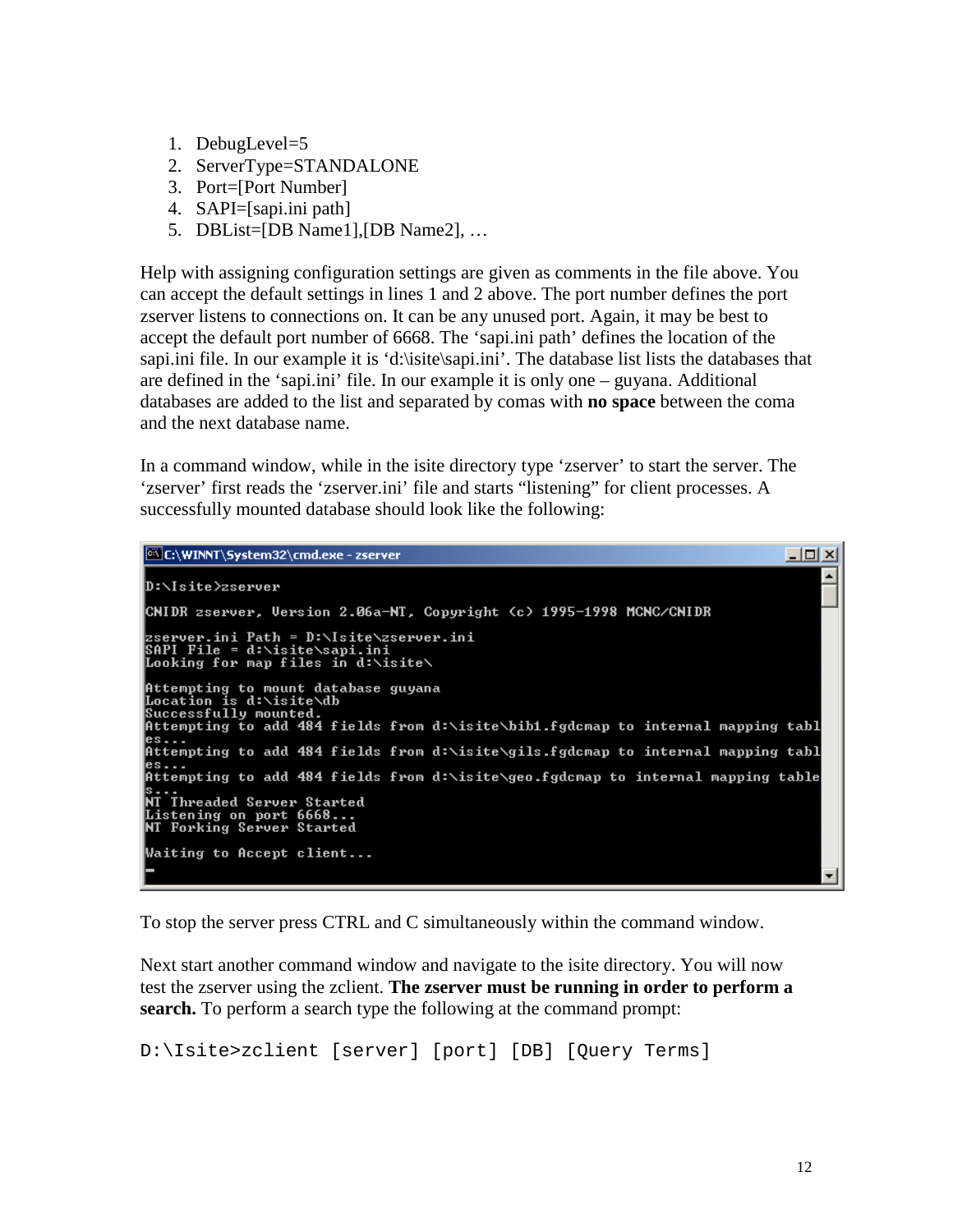1. DebugLevel=5
2. ServerType=STANDALONE
3. Port=[Port Number]
4. SAPI=[sapi.ini path]
5. DBList=[DB Name1],[DB Name2], …

Help with assigning configuration settings are given as comments in the file above. You can accept the default settings in lines 1 and 2 above. The port number defines the port zserver listens to connections on. It can be any unused port. Again, it may be best to accept the default port number of 6668. The 'sapi.ini path' defines the location of the sapi.ini file. In our example it is 'd:\isite\sapi.ini'. The database list lists the databases that are defined in the 'sapi.ini' file. In our example it is only one – guyana. Additional databases are added to the list and separated by comas with **no space** between the coma and the next database name.

In a command window, while in the isite directory type 'zserver' to start the server. The 'zserver' first reads the 'zserver.ini' file and starts "listening" for client processes. A successfully mounted database should look like the following:

```
D:\Isite>zserver

CNIDR zserver, Version 2.06a-NT, Copyright (c) 1995-1998 MCNC/CNIDR

zserver.ini Path = D:\Isite\zserver.ini
SAPI File = d:\isite\sapi.ini
Looking for map files in d:\isite\

Attempting to mount database guyana
Location is d:\isite\db
Successfully mounted.
Attempting to add 484 fields from d:\isite\bib1.fgdcmap to internal mapping tabl
es...
Attempting to add 484 fields from d:\isite\gils.fgdcmap to internal mapping tabl
es...
Attempting to add 484 fields from d:\isite\geo.fgdcmap to internal mapping table
s...
NT Threaded Server Started
Listening on port 6668...
NT Forking Server Started

Waiting to Accept client...
```

To stop the server press CTRL and C simultaneously within the command window.

Next start another command window and navigate to the isite directory. You will now test the zserver using the zclient. **The zserver must be running in order to perform a search.** To perform a search type the following at the command prompt:

```
D:\Isite>zclient [server] [port] [DB] [Query Terms]
```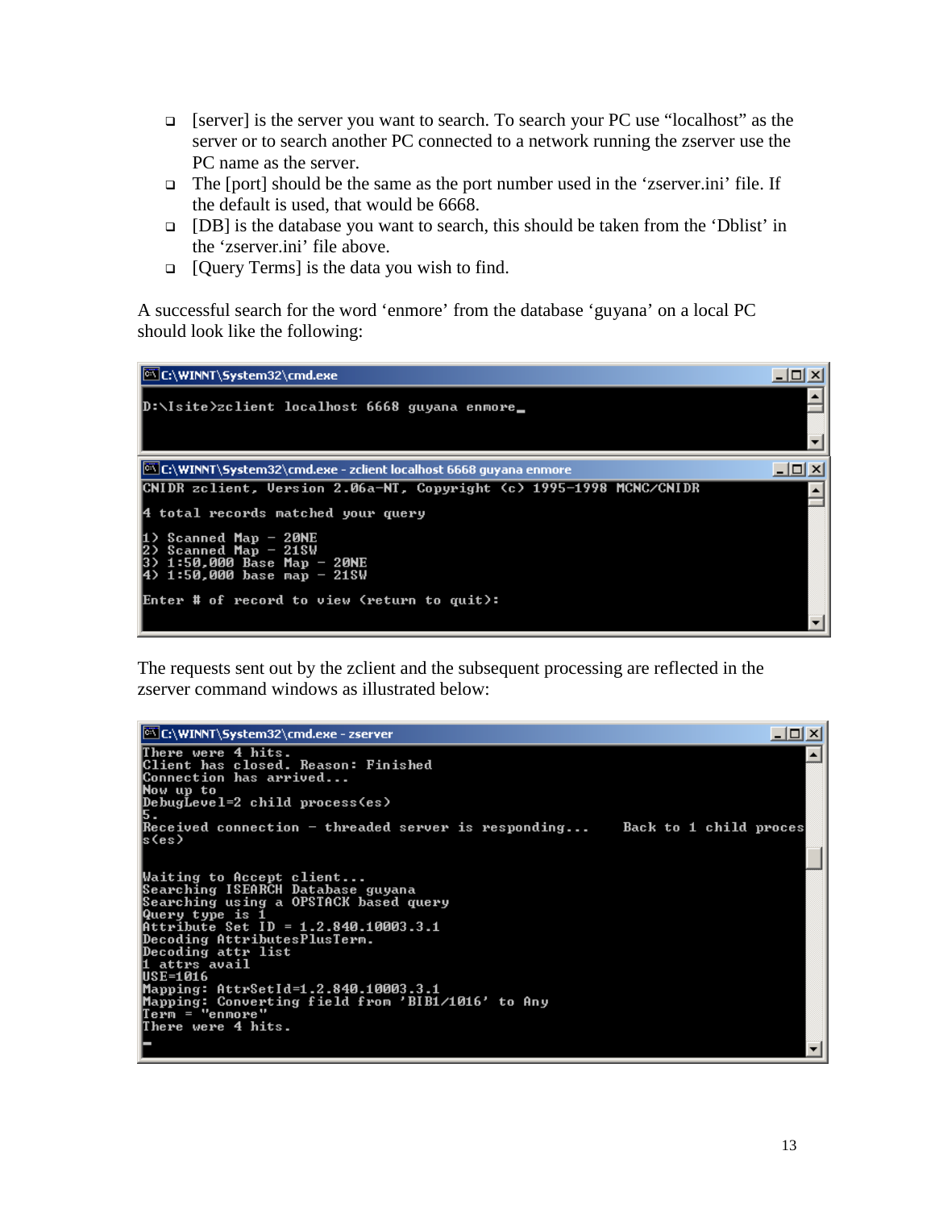- [server] is the server you want to search. To search your PC use "localhost" as the server or to search another PC connected to a network running the zserver use the PC name as the server.
- The [port] should be the same as the port number used in the 'zserver.ini' file. If the default is used, that would be 6668.
- [DB] is the database you want to search, this should be taken from the 'Dblist' in the 'zserver.ini' file above.
- [Query Terms] is the data you wish to find.

A successful search for the word 'enmore' from the database 'guyana' on a local PC should look like the following:

```
C:\WINNT\System32\cmd.exe

D:\Isite>zclient localhost 6668 guyana enmore_
```

```
C:\WINNT\System32\cmd.exe - zclient localhost 6668 guyana enmore

CNIDR zclient, Version 2.06a-NT, Copyright (c) 1995-1998 MCNC/CNIDR

4 total records matched your query

1) Scanned Map - 20NE
2) Scanned Map - 21SW
3) 1:50,000 Base Map - 20NE
4) 1:50,000 base map - 21SW

Enter # of record to view (return to quit):
```

The requests sent out by the zclient and the subsequent processing are reflected in the zserver command windows as illustrated below:

```
C:\WINNT\System32\cmd.exe - zserver

There were 4 hits.
Client has closed. Reason: Finished
Connection has arrived...
Now up to
DebugLevel=2 child process(es)
5.
Received connection - threaded server is responding...     Back to 1 child proces
s(es)


Waiting to Accept client...
Searching ISEARCH Database guyana
Searching using a OPSTACK based query
Query type is 1
Attribute Set ID = 1.2.840.10003.3.1
Decoding AttributesPlusTerm.
Decoding attr list
1 attrs avail
USE=1016
Mapping: AttrSetId=1.2.840.10003.3.1
Mapping: Converting field from 'BIB1/1016' to Any
Term = "enmore"
There were 4 hits.
_
```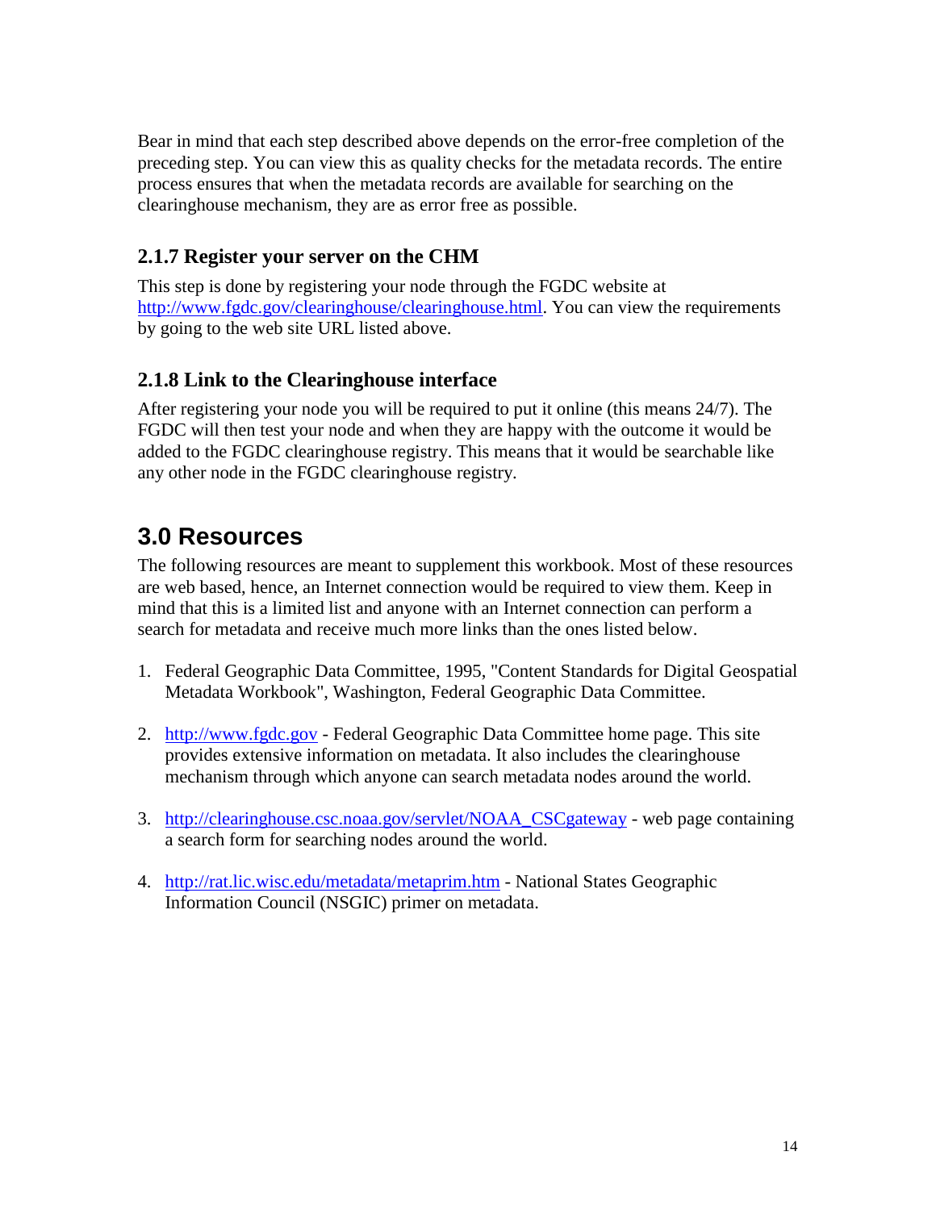Bear in mind that each step described above depends on the error-free completion of the preceding step. You can view this as quality checks for the metadata records. The entire process ensures that when the metadata records are available for searching on the clearinghouse mechanism, they are as error free as possible.

### 2.1.7 Register your server on the CHM

This step is done by registering your node through the FGDC website at http://www.fgdc.gov/clearinghouse/clearinghouse.html. You can view the requirements by going to the web site URL listed above.

### 2.1.8 Link to the Clearinghouse interface

After registering your node you will be required to put it online (this means 24/7). The FGDC will then test your node and when they are happy with the outcome it would be added to the FGDC clearinghouse registry. This means that it would be searchable like any other node in the FGDC clearinghouse registry.

## 3.0 Resources

The following resources are meant to supplement this workbook. Most of these resources are web based, hence, an Internet connection would be required to view them. Keep in mind that this is a limited list and anyone with an Internet connection can perform a search for metadata and receive much more links than the ones listed below.

1. Federal Geographic Data Committee, 1995, "Content Standards for Digital Geospatial Metadata Workbook", Washington, Federal Geographic Data Committee.

2. http://www.fgdc.gov - Federal Geographic Data Committee home page. This site provides extensive information on metadata. It also includes the clearinghouse mechanism through which anyone can search metadata nodes around the world.

3. http://clearinghouse.csc.noaa.gov/servlet/NOAA_CSCgateway - web page containing a search form for searching nodes around the world.

4. http://rat.lic.wisc.edu/metadata/metaprim.htm - National States Geographic Information Council (NSGIC) primer on metadata.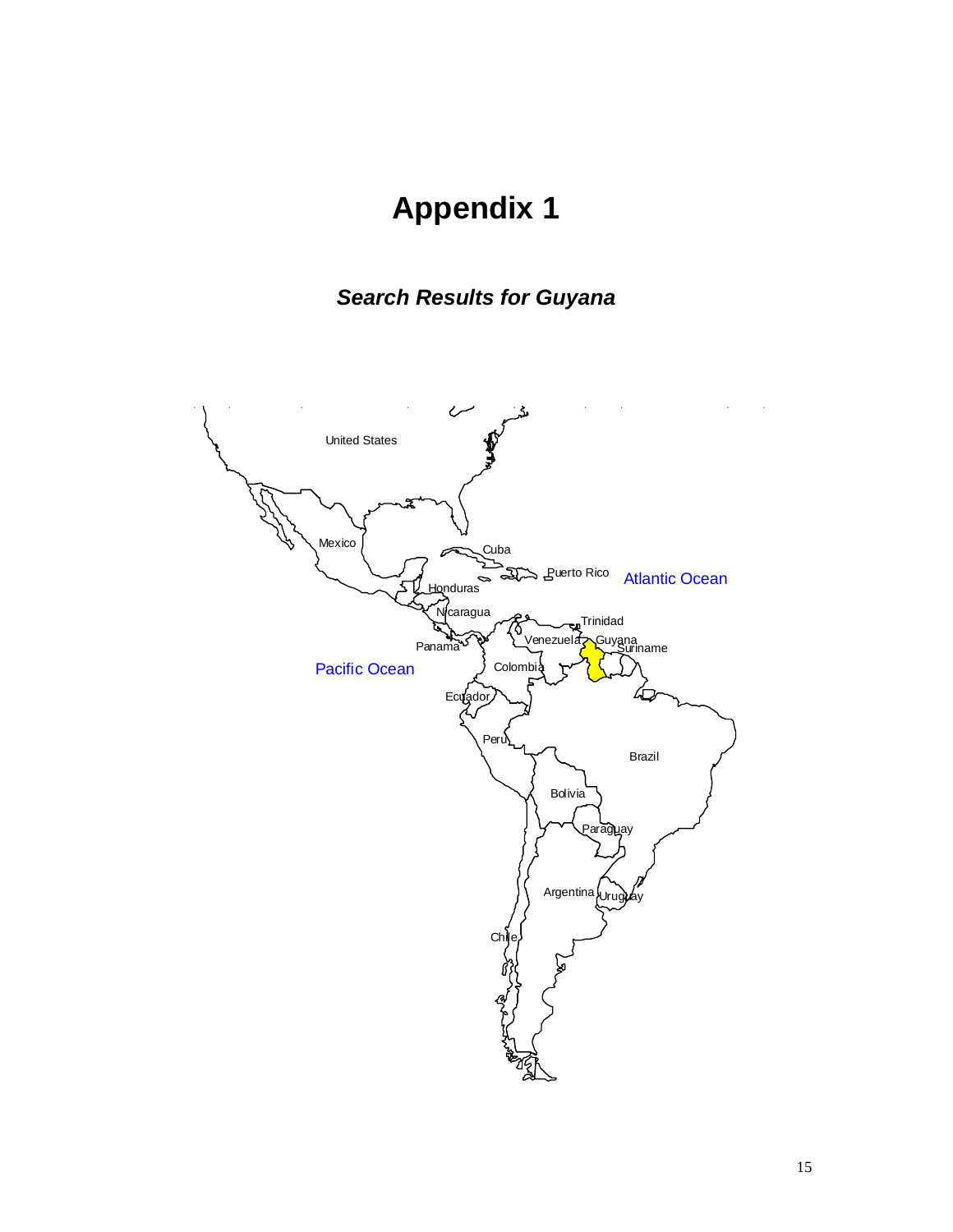# Appendix 1

## *Search Results for Guyana*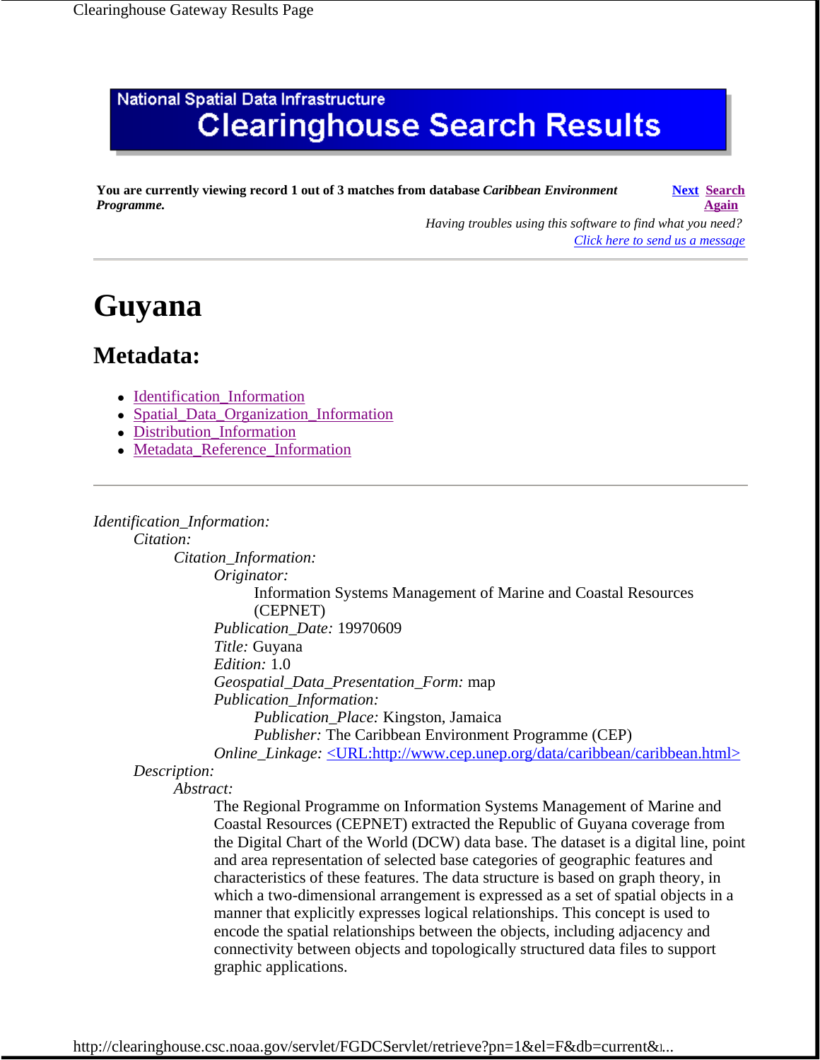National Spatial Data Infrastructure
# Clearinghouse Search Results

**You are currently viewing record 1 out of 3 matches from database *Caribbean Environment Programme.***

**Next** **Search Again**

*Having troubles using this software to find what you need?*
*Click here to send us a message*

---

# Guyana

## Metadata:

- Identification_Information
- Spatial_Data_Organization_Information
- Distribution_Information
- Metadata_Reference_Information

---

*Identification_Information:*
  *Citation:*
    *Citation_Information:*
      *Originator:*
        Information Systems Management of Marine and Coastal Resources (CEPNET)
      *Publication_Date:* 19970609
      *Title:* Guyana
      *Edition:* 1.0
      *Geospatial_Data_Presentation_Form:* map
      *Publication_Information:*
        *Publication_Place:* Kingston, Jamaica
        *Publisher:* The Caribbean Environment Programme (CEP)
      *Online_Linkage:* <URL:http://www.cep.unep.org/data/caribbean/caribbean.html>
  *Description:*
    *Abstract:*
      The Regional Programme on Information Systems Management of Marine and Coastal Resources (CEPNET) extracted the Republic of Guyana coverage from the Digital Chart of the World (DCW) data base. The dataset is a digital line, point and area representation of selected base categories of geographic features and characteristics of these features. The data structure is based on graph theory, in which a two-dimensional arrangement is expressed as a set of spatial objects in a manner that explicitly expresses logical relationships. This concept is used to encode the spatial relationships between the objects, including adjacency and connectivity between objects and topologically structured data files to support graphic applications.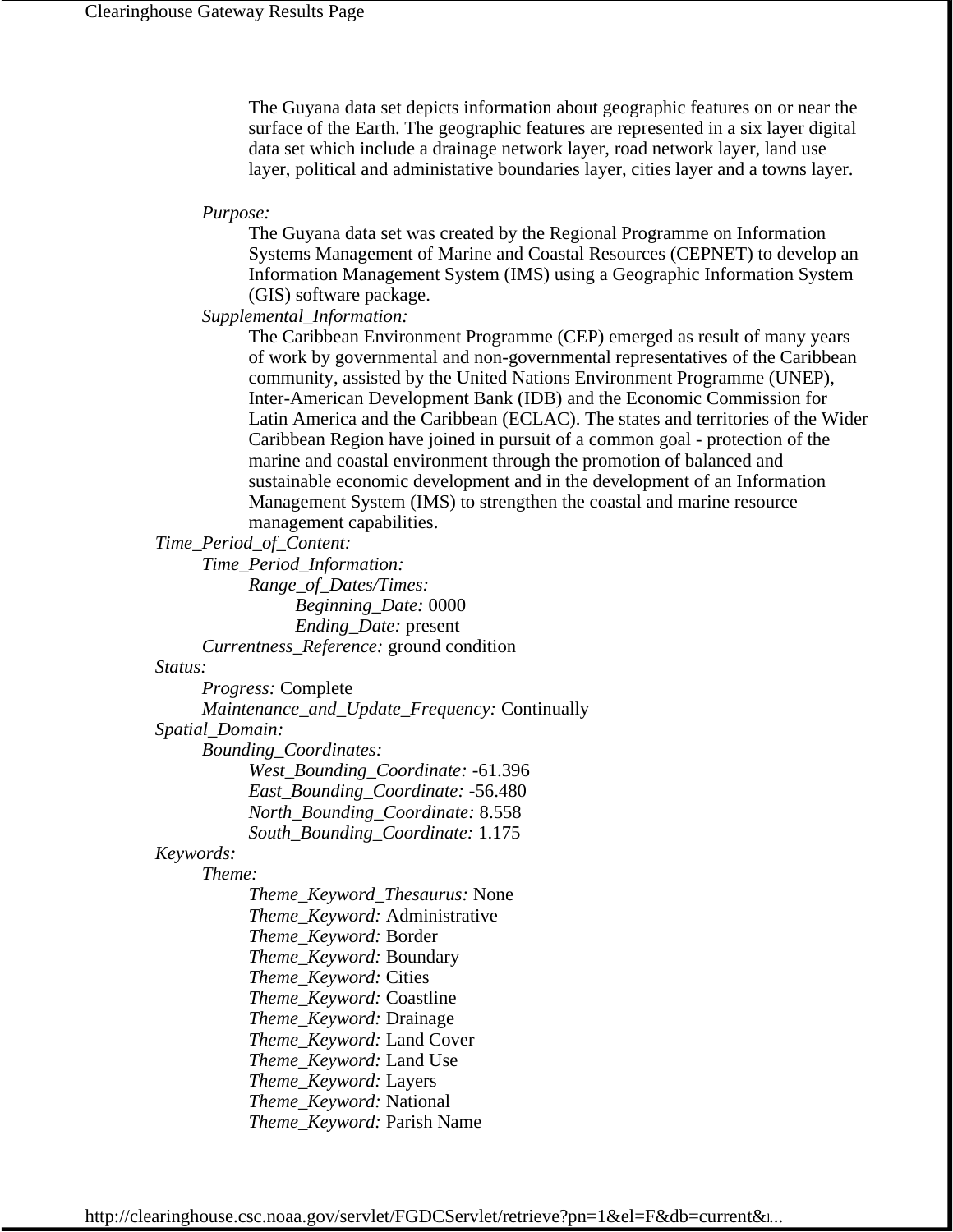The Guyana data set depicts information about geographic features on or near the surface of the Earth. The geographic features are represented in a six layer digital data set which include a drainage network layer, road network layer, land use layer, political and administative boundaries layer, cities layer and a towns layer.

*Purpose:*
The Guyana data set was created by the Regional Programme on Information Systems Management of Marine and Coastal Resources (CEPNET) to develop an Information Management System (IMS) using a Geographic Information System (GIS) software package.

*Supplemental_Information:*
The Caribbean Environment Programme (CEP) emerged as result of many years of work by governmental and non-governmental representatives of the Caribbean community, assisted by the United Nations Environment Programme (UNEP), Inter-American Development Bank (IDB) and the Economic Commission for Latin America and the Caribbean (ECLAC). The states and territories of the Wider Caribbean Region have joined in pursuit of a common goal - protection of the marine and coastal environment through the promotion of balanced and sustainable economic development and in the development of an Information Management System (IMS) to strengthen the coastal and marine resource management capabilities.

*Time_Period_of_Content:*
- *Time_Period_Information:*
  - *Range_of_Dates/Times:*
    - *Beginning_Date:* 0000
    - *Ending_Date:* present
- *Currentness_Reference:* ground condition

*Status:*
- *Progress:* Complete
- *Maintenance_and_Update_Frequency:* Continually

*Spatial_Domain:*
- *Bounding_Coordinates:*
  - *West_Bounding_Coordinate:* -61.396
  - *East_Bounding_Coordinate:* -56.480
  - *North_Bounding_Coordinate:* 8.558
  - *South_Bounding_Coordinate:* 1.175

*Keywords:*
- *Theme:*
  - *Theme_Keyword_Thesaurus:* None
  - *Theme_Keyword:* Administrative
  - *Theme_Keyword:* Border
  - *Theme_Keyword:* Boundary
  - *Theme_Keyword:* Cities
  - *Theme_Keyword:* Coastline
  - *Theme_Keyword:* Drainage
  - *Theme_Keyword:* Land Cover
  - *Theme_Keyword:* Land Use
  - *Theme_Keyword:* Layers
  - *Theme_Keyword:* National
  - *Theme_Keyword:* Parish Name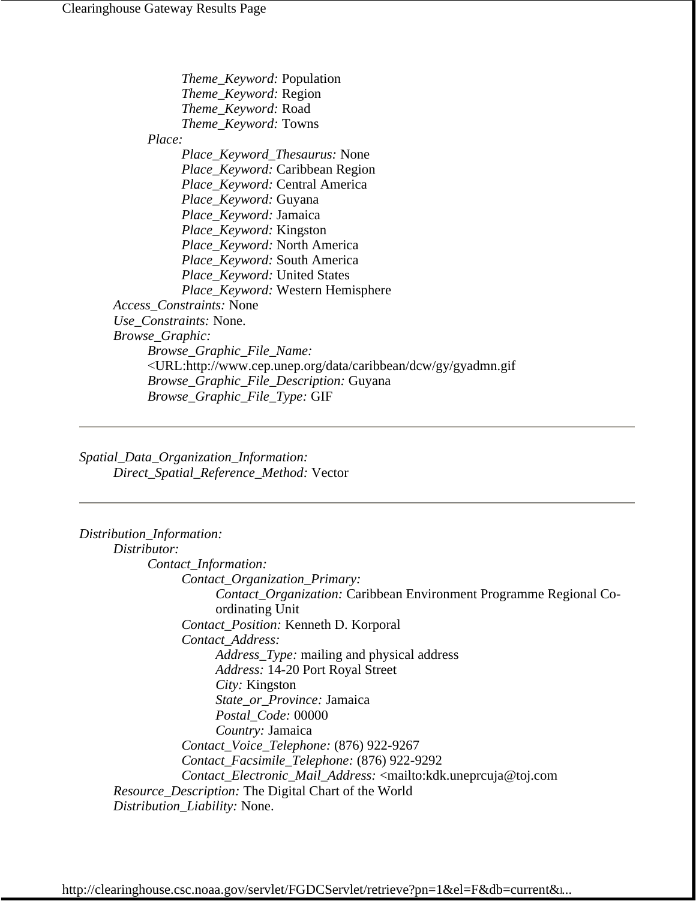*Theme_Keyword:* Population
*Theme_Keyword:* Region
*Theme_Keyword:* Road
*Theme_Keyword:* Towns

*Place:*
*Place_Keyword_Thesaurus:* None
*Place_Keyword:* Caribbean Region
*Place_Keyword:* Central America
*Place_Keyword:* Guyana
*Place_Keyword:* Jamaica
*Place_Keyword:* Kingston
*Place_Keyword:* North America
*Place_Keyword:* South America
*Place_Keyword:* United States
*Place_Keyword:* Western Hemisphere

*Access_Constraints:* None
*Use_Constraints:* None.
*Browse_Graphic:*
*Browse_Graphic_File_Name:* <URL:http://www.cep.unep.org/data/caribbean/dcw/gy/gyadmn.gif
*Browse_Graphic_File_Description:* Guyana
*Browse_Graphic_File_Type:* GIF

---

*Spatial_Data_Organization_Information:*
*Direct_Spatial_Reference_Method:* Vector

---

*Distribution_Information:*
*Distributor:*
*Contact_Information:*
*Contact_Organization_Primary:*
*Contact_Organization:* Caribbean Environment Programme Regional Co-ordinating Unit
*Contact_Position:* Kenneth D. Korporal
*Contact_Address:*
*Address_Type:* mailing and physical address
*Address:* 14-20 Port Royal Street
*City:* Kingston
*State_or_Province:* Jamaica
*Postal_Code:* 00000
*Country:* Jamaica
*Contact_Voice_Telephone:* (876) 922-9267
*Contact_Facsimile_Telephone:* (876) 922-9292
*Contact_Electronic_Mail_Address:* <mailto:kdk.uneprcuja@toj.com

*Resource_Description:* The Digital Chart of the World
*Distribution_Liability:* None.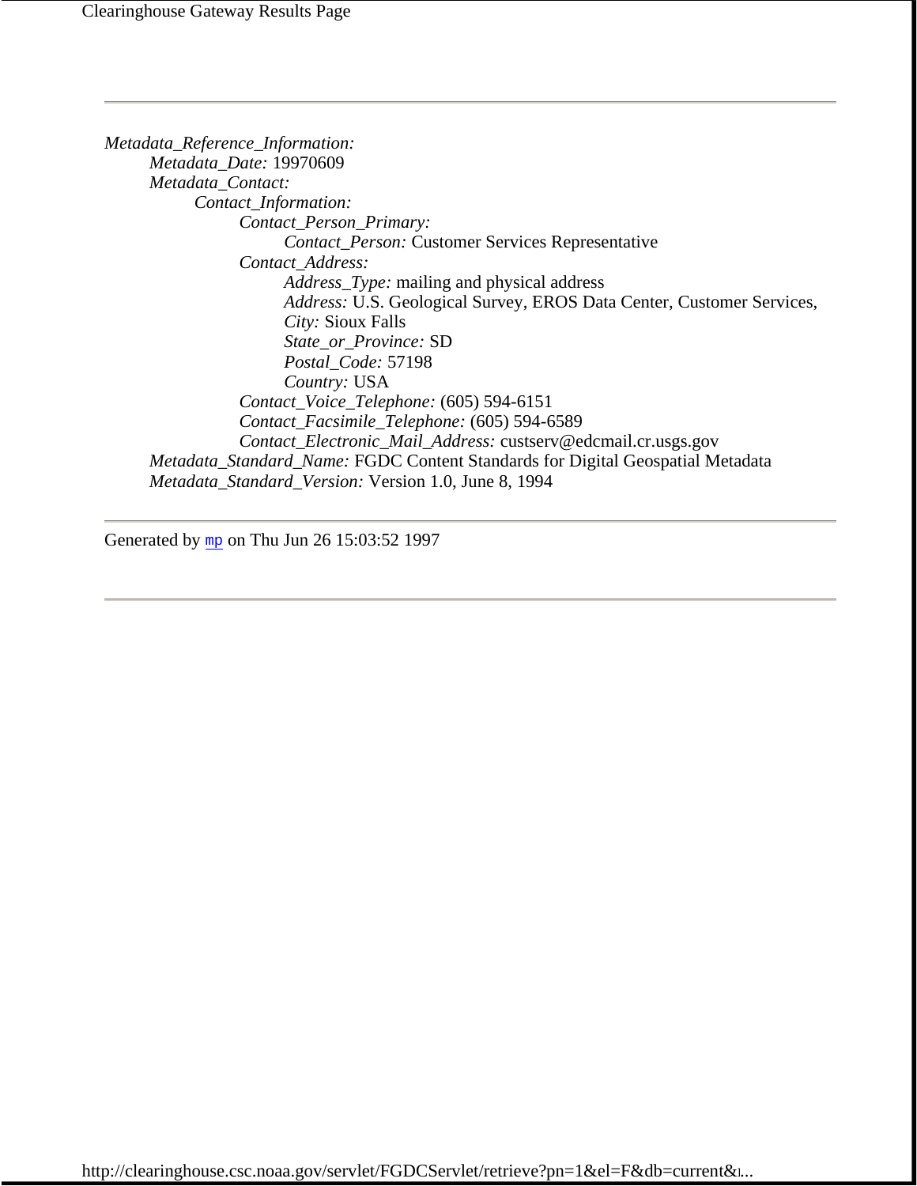---

*Metadata_Reference_Information:*
- *Metadata_Date:* 19970609
- *Metadata_Contact:*
  - *Contact_Information:*
    - *Contact_Person_Primary:*
      - *Contact_Person:* Customer Services Representative
    - *Contact_Address:*
      - *Address_Type:* mailing and physical address
      - *Address:* U.S. Geological Survey, EROS Data Center, Customer Services,
      - *City:* Sioux Falls
      - *State_or_Province:* SD
      - *Postal_Code:* 57198
      - *Country:* USA
    - *Contact_Voice_Telephone:* (605) 594-6151
    - *Contact_Facsimile_Telephone:* (605) 594-6589
    - *Contact_Electronic_Mail_Address:* custserv@edcmail.cr.usgs.gov
- *Metadata_Standard_Name:* FGDC Content Standards for Digital Geospatial Metadata
- *Metadata_Standard_Version:* Version 1.0, June 8, 1994

---

Generated by `mp` on Thu Jun 26 15:03:52 1997

---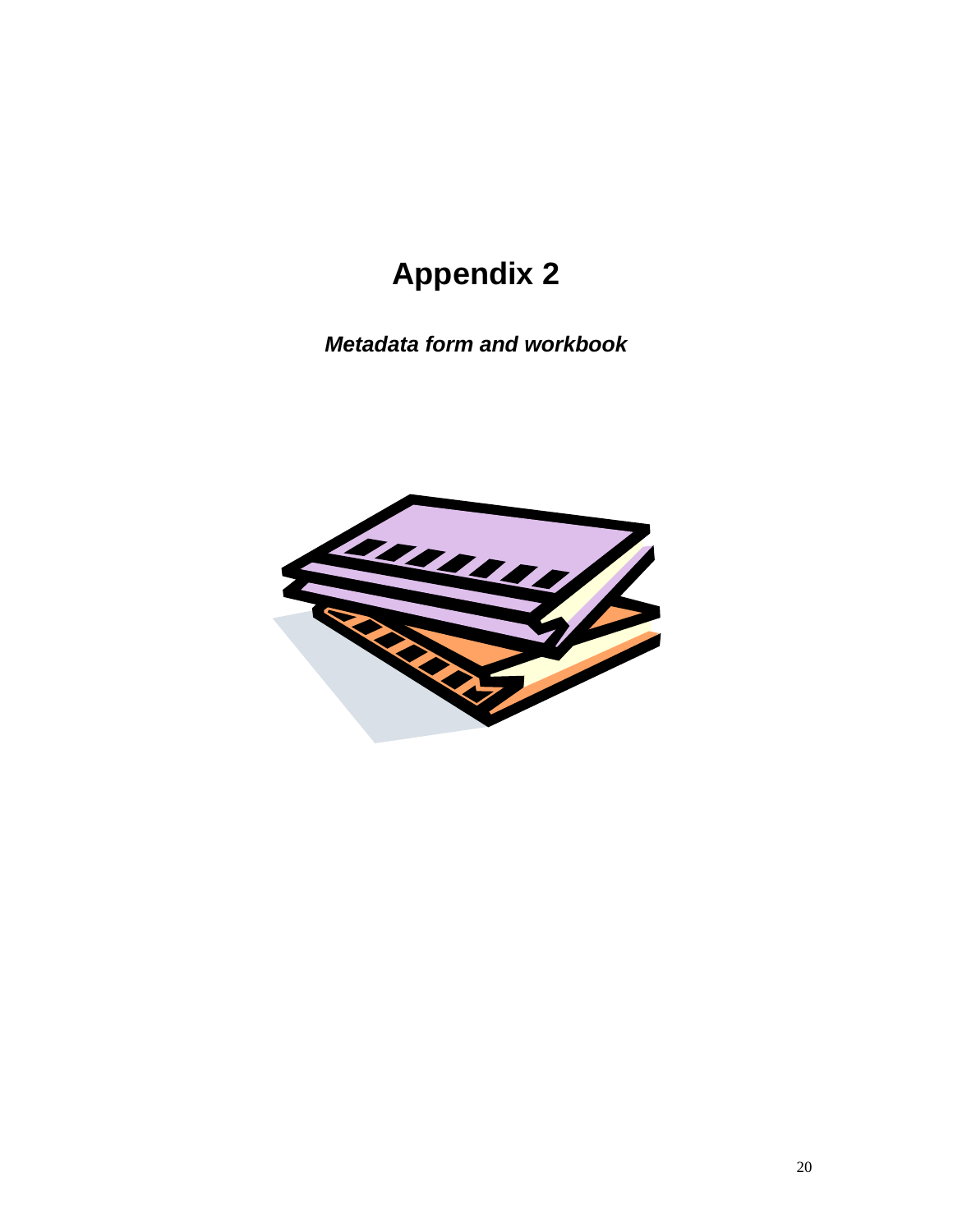# Appendix 2

***Metadata form and workbook***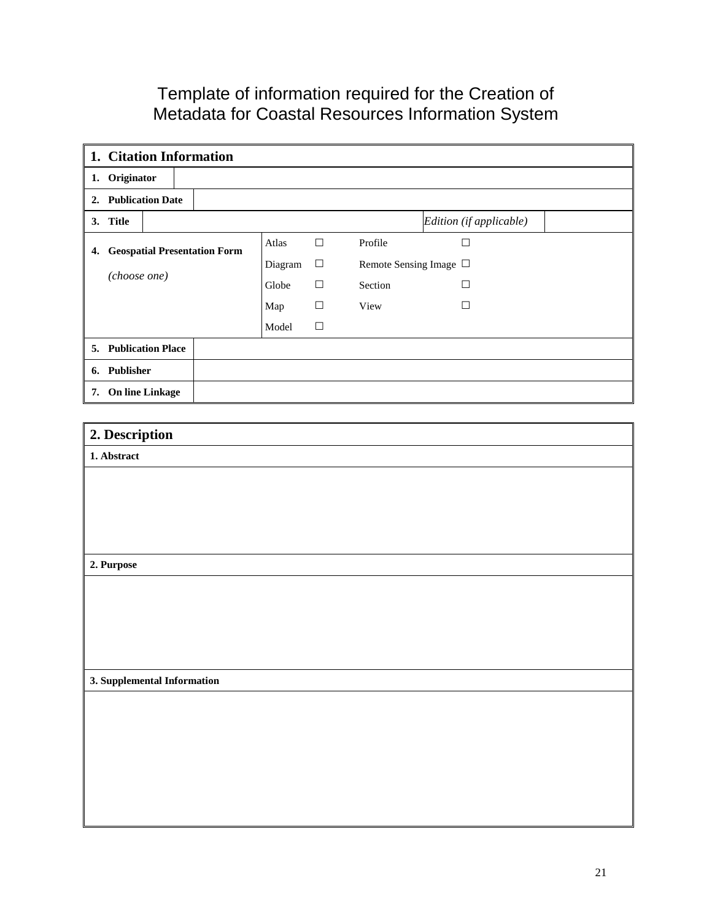# Template of information required for the Creation of Metadata for Coastal Resources Information System

| **1. Citation Information** | | | | | |
|---|---|---|---|---|---|
| **1. Originator** | | | | | |
| **2. Publication Date** | | | | | |
| **3. Title** | | | | *Edition (if applicable)* | |
| **4. Geospatial Presentation Form** *(choose one)* | Atlas | ☐ | Profile | ☐ | |
| | Diagram | ☐ | Remote Sensing Image | ☐ | |
| | Globe | ☐ | Section | ☐ | |
| | Map | ☐ | View | ☐ | |
| | Model | ☐ | | | |
| **5. Publication Place** | | | | | |
| **6. Publisher** | | | | | |
| **7. On line Linkage** | | | | | |

| **2. Description** |
|---|
| **1. Abstract** |
| |
| **2. Purpose** |
| |
| **3. Supplemental Information** |
| |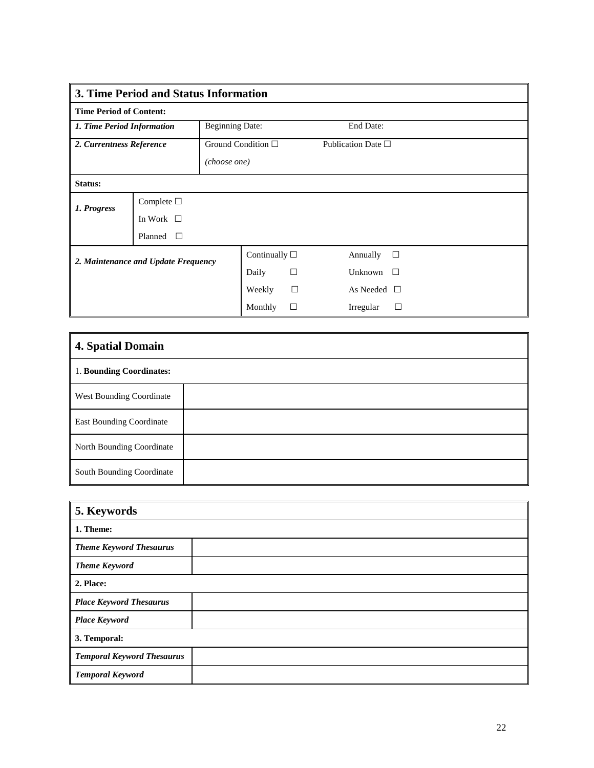| **3. Time Period and Status Information** | | | |
|---|---|---|---|
| **Time Period of Content:** | | | |
| ***1. Time Period Information*** | Beginning Date: | End Date: | |
| ***2. Currentness Reference*** | Ground Condition ☐ (choose one) | Publication Date ☐ | |
| **Status:** | | | |
| ***1. Progress*** | Complete ☐<br>In Work ☐<br>Planned ☐ | | |
| ***2. Maintenance and Update Frequency*** | Continually ☐<br>Daily ☐<br>Weekly ☐<br>Monthly ☐ | Annually ☐<br>Unknown ☐<br>As Needed ☐<br>Irregular ☐ | |

| **4. Spatial Domain** | |
|---|---|
| 1. **Bounding Coordinates:** | |
| West Bounding Coordinate | |
| East Bounding Coordinate | |
| North Bounding Coordinate | |
| South Bounding Coordinate | |

| **5. Keywords** | |
|---|---|
| **1. Theme:** | |
| ***Theme Keyword Thesaurus*** | |
| ***Theme Keyword*** | |
| **2. Place:** | |
| ***Place Keyword Thesaurus*** | |
| ***Place Keyword*** | |
| **3. Temporal:** | |
| ***Temporal Keyword Thesaurus*** | |
| ***Temporal Keyword*** | |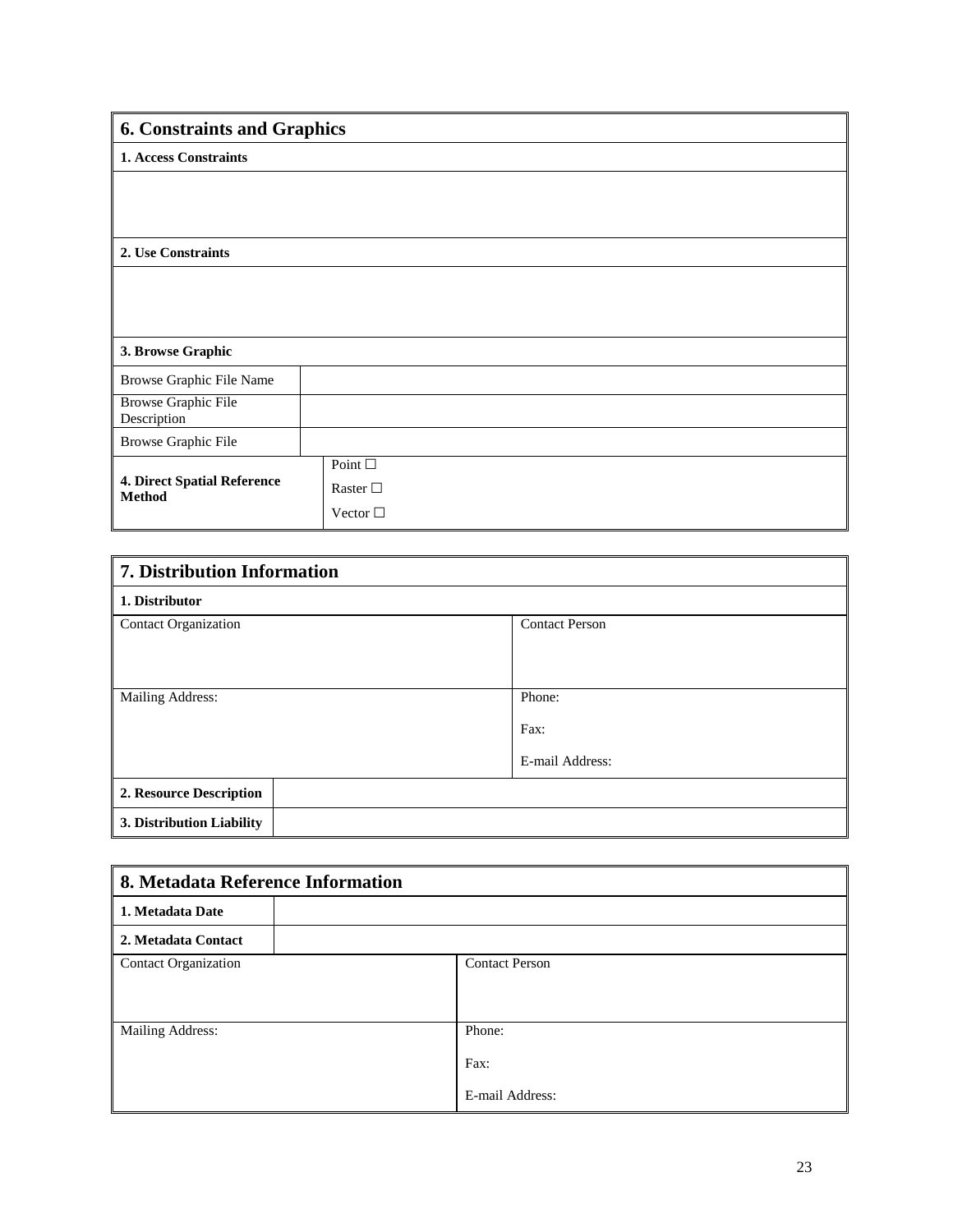## 6. Constraints and Graphics

| **1. Access Constraints** | |
|---|---|
| | |

| **2. Use Constraints** | |
|---|---|
| | |

| **3. Browse Graphic** | |
|---|---|
| Browse Graphic File Name | |
| Browse Graphic File Description | |
| Browse Graphic File | |
| **4. Direct Spatial Reference Method** | Point ☐<br>Raster ☐<br>Vector ☐ |

## 7. Distribution Information

| **1. Distributor** | | |
|---|---|---|
| Contact Organization | | Contact Person |
| Mailing Address: | | Phone:<br>Fax:<br>E-mail Address: |
| **2. Resource Description** | | |
| **3. Distribution Liability** | | |

## 8. Metadata Reference Information

| **1. Metadata Date** | | |
|---|---|---|
| **2. Metadata Contact** | | |
| Contact Organization | | Contact Person |
| Mailing Address: | | Phone:<br>Fax:<br>E-mail Address: |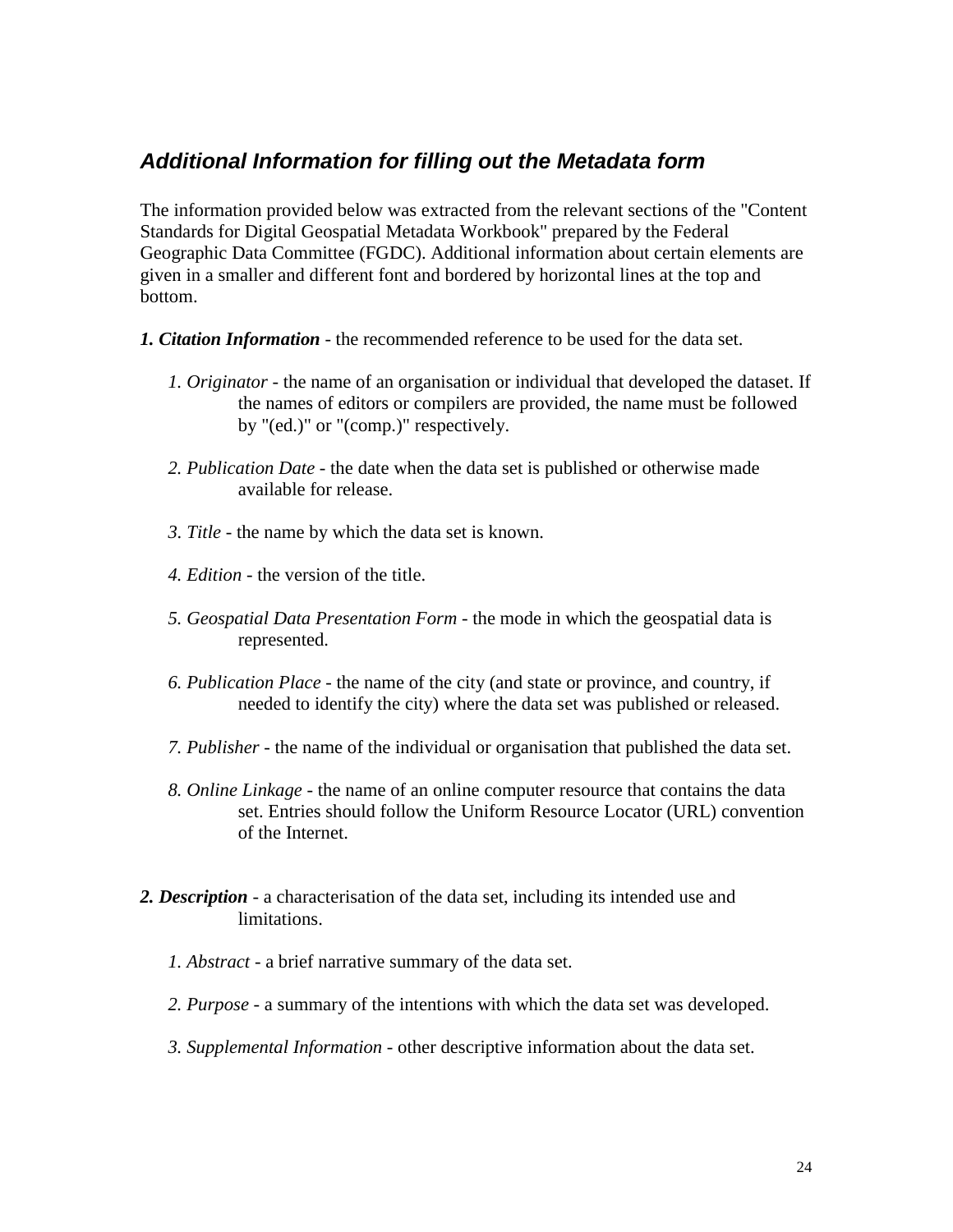## *Additional Information for filling out the Metadata form*

The information provided below was extracted from the relevant sections of the "Content Standards for Digital Geospatial Metadata Workbook" prepared by the Federal Geographic Data Committee (FGDC). Additional information about certain elements are given in a smaller and different font and bordered by horizontal lines at the top and bottom.

***1. Citation Information*** - the recommended reference to be used for the data set.

- *1. Originator* - the name of an organisation or individual that developed the dataset. If the names of editors or compilers are provided, the name must be followed by "(ed.)" or "(comp.)" respectively.
- *2. Publication Date* - the date when the data set is published or otherwise made available for release.
- *3. Title* - the name by which the data set is known.
- *4. Edition* - the version of the title.
- *5. Geospatial Data Presentation Form* - the mode in which the geospatial data is represented.
- *6. Publication Place* - the name of the city (and state or province, and country, if needed to identify the city) where the data set was published or released.
- *7. Publisher* - the name of the individual or organisation that published the data set.
- *8. Online Linkage* - the name of an online computer resource that contains the data set. Entries should follow the Uniform Resource Locator (URL) convention of the Internet.

***2. Description*** - a characterisation of the data set, including its intended use and limitations.

- *1. Abstract* - a brief narrative summary of the data set.
- *2. Purpose* - a summary of the intentions with which the data set was developed.
- *3. Supplemental Information* - other descriptive information about the data set.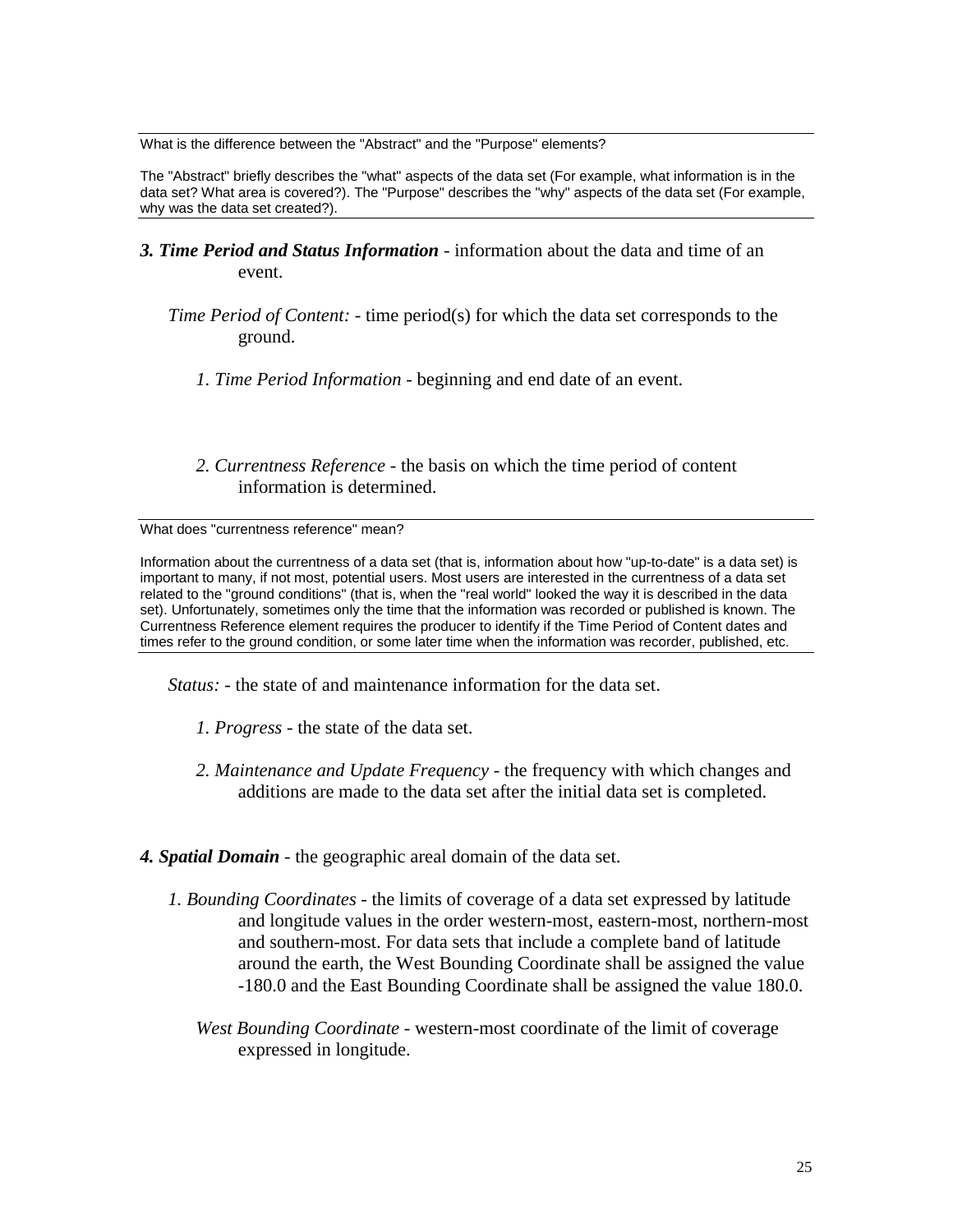What is the difference between the "Abstract" and the "Purpose" elements?

The "Abstract" briefly describes the "what" aspects of the data set (For example, what information is in the data set? What area is covered?). The "Purpose" describes the "why" aspects of the data set (For example, why was the data set created?).

---

***3. Time Period and Status Information*** - information about the data and time of an event.

*Time Period of Content:* - time period(s) for which the data set corresponds to the ground.

*1. Time Period Information* - beginning and end date of an event.

*2. Currentness Reference* - the basis on which the time period of content information is determined.

---

What does "currentness reference" mean?

Information about the currentness of a data set (that is, information about how "up-to-date" is a data set) is important to many, if not most, potential users. Most users are interested in the currentness of a data set related to the "ground conditions" (that is, when the "real world" looked the way it is described in the data set). Unfortunately, sometimes only the time that the information was recorded or published is known. The Currentness Reference element requires the producer to identify if the Time Period of Content dates and times refer to the ground condition, or some later time when the information was recorder, published, etc.

---

*Status:* - the state of and maintenance information for the data set.

*1. Progress* - the state of the data set.

*2. Maintenance and Update Frequency* - the frequency with which changes and additions are made to the data set after the initial data set is completed.

***4. Spatial Domain*** - the geographic areal domain of the data set.

*1. Bounding Coordinates* - the limits of coverage of a data set expressed by latitude and longitude values in the order western-most, eastern-most, northern-most and southern-most. For data sets that include a complete band of latitude around the earth, the West Bounding Coordinate shall be assigned the value -180.0 and the East Bounding Coordinate shall be assigned the value 180.0.

*West Bounding Coordinate* - western-most coordinate of the limit of coverage expressed in longitude.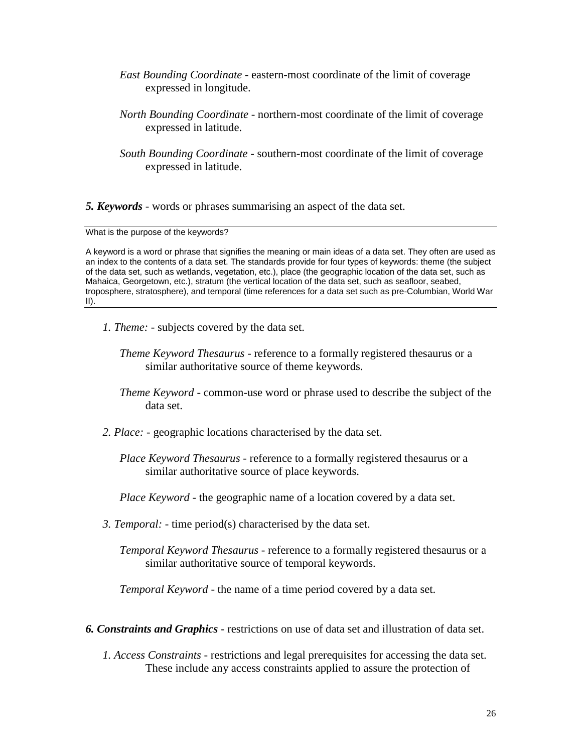*East Bounding Coordinate* - eastern-most coordinate of the limit of coverage expressed in longitude.

*North Bounding Coordinate* - northern-most coordinate of the limit of coverage expressed in latitude.

*South Bounding Coordinate* - southern-most coordinate of the limit of coverage expressed in latitude.

***5. Keywords*** - words or phrases summarising an aspect of the data set.

---

What is the purpose of the keywords?

A keyword is a word or phrase that signifies the meaning or main ideas of a data set. They often are used as an index to the contents of a data set. The standards provide for four types of keywords: theme (the subject of the data set, such as wetlands, vegetation, etc.), place (the geographic location of the data set, such as Mahaica, Georgetown, etc.), stratum (the vertical location of the data set, such as seafloor, seabed, troposphere, stratosphere), and temporal (time references for a data set such as pre-Columbian, World War II).

---

*1. Theme:* - subjects covered by the data set.

*Theme Keyword Thesaurus* - reference to a formally registered thesaurus or a similar authoritative source of theme keywords.

*Theme Keyword* - common-use word or phrase used to describe the subject of the data set.

*2. Place:* - geographic locations characterised by the data set.

*Place Keyword Thesaurus* - reference to a formally registered thesaurus or a similar authoritative source of place keywords.

*Place Keyword* - the geographic name of a location covered by a data set.

*3. Temporal:* - time period(s) characterised by the data set.

*Temporal Keyword Thesaurus* - reference to a formally registered thesaurus or a similar authoritative source of temporal keywords.

*Temporal Keyword* - the name of a time period covered by a data set.

***6. Constraints and Graphics*** - restrictions on use of data set and illustration of data set.

*1. Access Constraints* - restrictions and legal prerequisites for accessing the data set. These include any access constraints applied to assure the protection of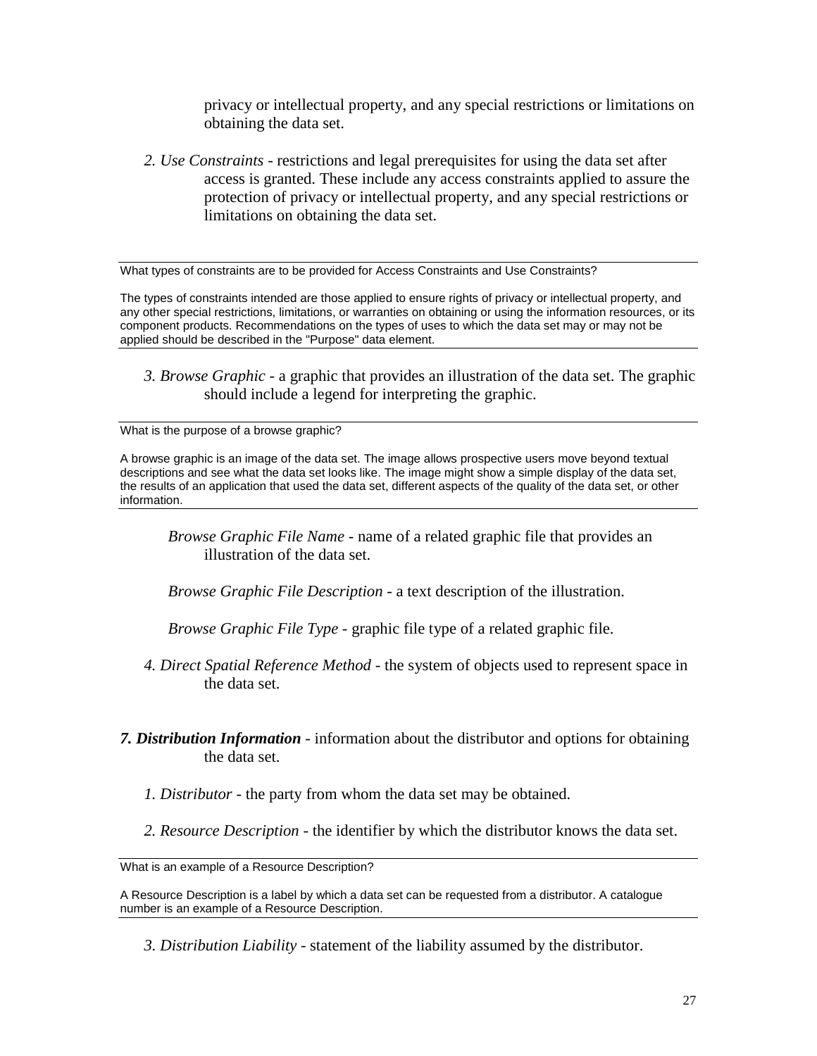privacy or intellectual property, and any special restrictions or limitations on obtaining the data set.

*2. Use Constraints* - restrictions and legal prerequisites for using the data set after access is granted. These include any access constraints applied to assure the protection of privacy or intellectual property, and any special restrictions or limitations on obtaining the data set.

---

What types of constraints are to be provided for Access Constraints and Use Constraints?

The types of constraints intended are those applied to ensure rights of privacy or intellectual property, and any other special restrictions, limitations, or warranties on obtaining or using the information resources, or its component products. Recommendations on the types of uses to which the data set may or may not be applied should be described in the "Purpose" data element.

---

*3. Browse Graphic* - a graphic that provides an illustration of the data set. The graphic should include a legend for interpreting the graphic.

---

What is the purpose of a browse graphic?

A browse graphic is an image of the data set. The image allows prospective users move beyond textual descriptions and see what the data set looks like. The image might show a simple display of the data set, the results of an application that used the data set, different aspects of the quality of the data set, or other information.

---

*Browse Graphic File Name* - name of a related graphic file that provides an illustration of the data set.

*Browse Graphic File Description* - a text description of the illustration.

*Browse Graphic File Type* - graphic file type of a related graphic file.

*4. Direct Spatial Reference Method* - the system of objects used to represent space in the data set.

***7. Distribution Information*** - information about the distributor and options for obtaining the data set.

*1. Distributor* - the party from whom the data set may be obtained.

*2. Resource Description* - the identifier by which the distributor knows the data set.

---

What is an example of a Resource Description?

A Resource Description is a label by which a data set can be requested from a distributor. A catalogue number is an example of a Resource Description.

---

*3. Distribution Liability* - statement of the liability assumed by the distributor.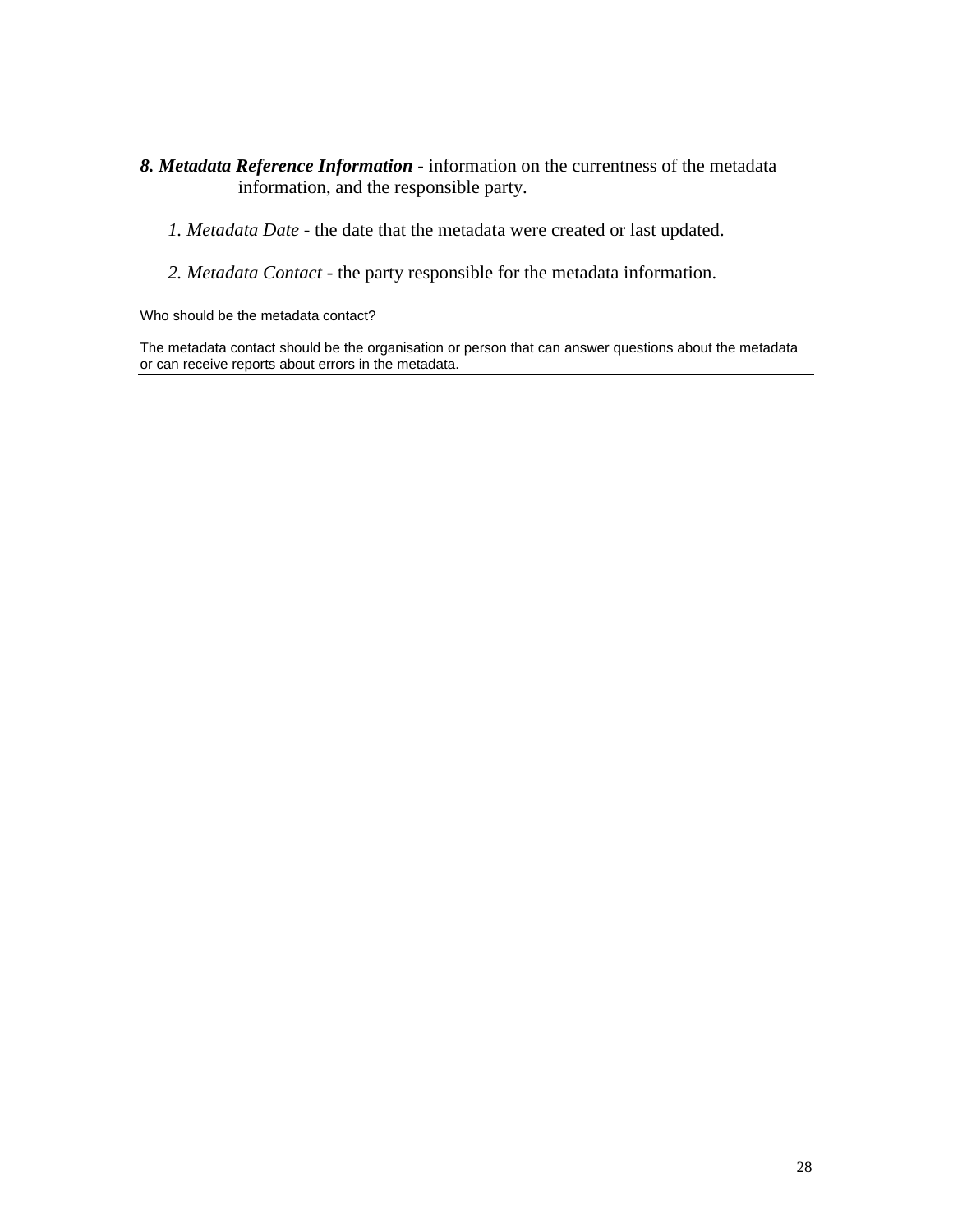***8. Metadata Reference Information*** - information on the currentness of the metadata information, and the responsible party.

*1. Metadata Date* - the date that the metadata were created or last updated.

*2. Metadata Contact* - the party responsible for the metadata information.

---

Who should be the metadata contact?

The metadata contact should be the organisation or person that can answer questions about the metadata or can receive reports about errors in the metadata.

---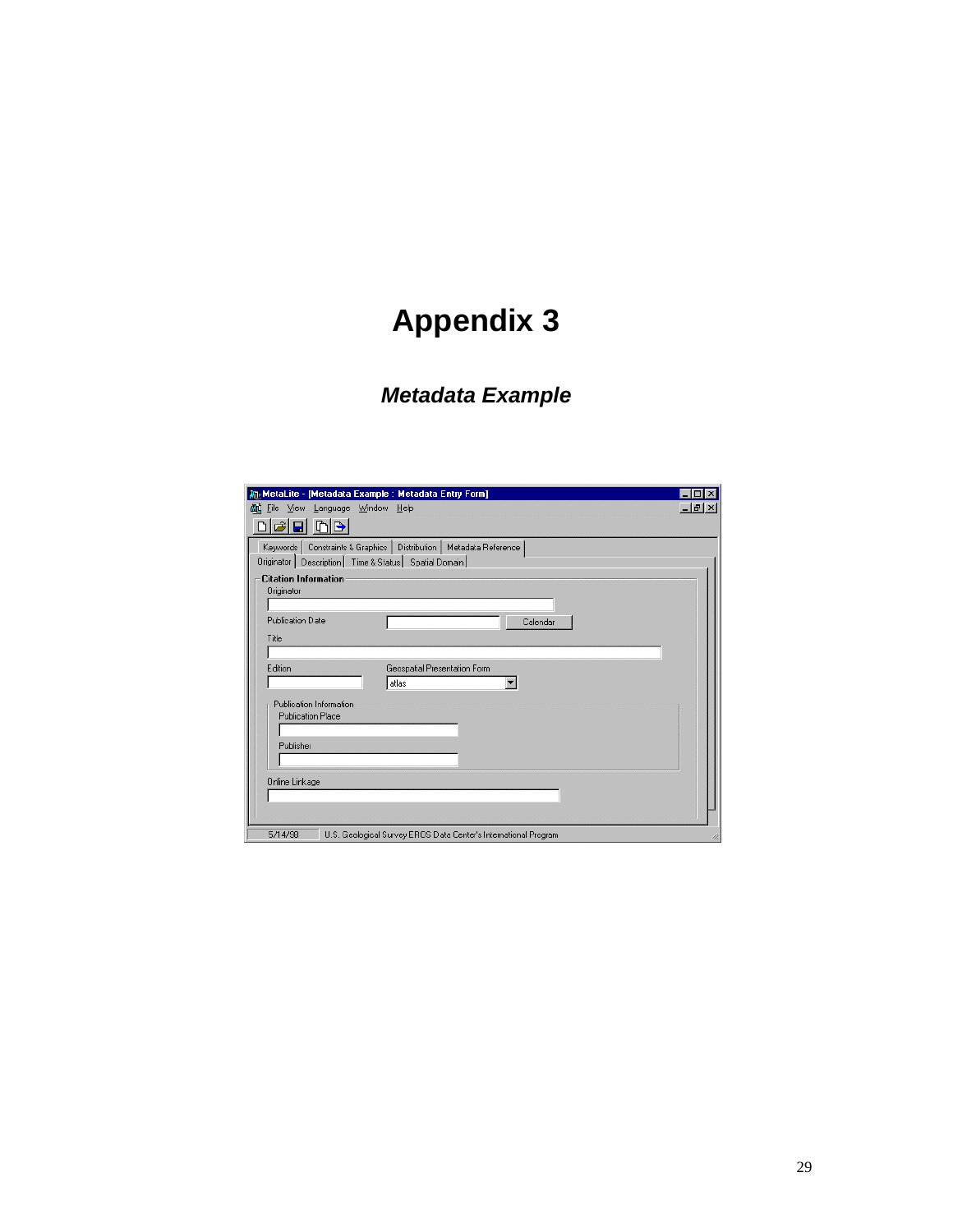# Appendix 3

## *Metadata Example*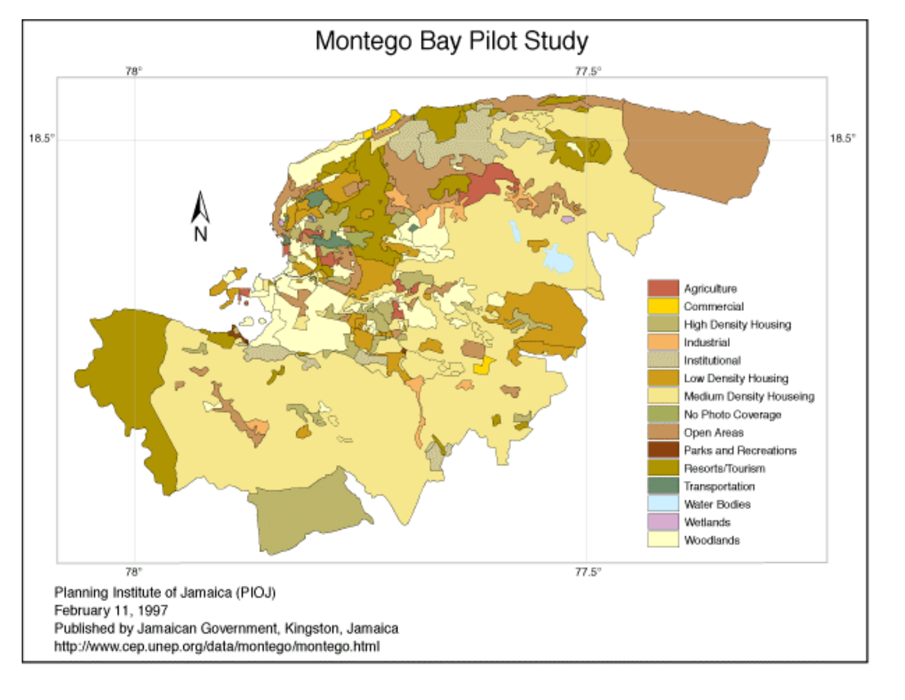# Montego Bay Pilot Study

78° 77.5°

18.5° 18.5°

N

- Agriculture
- Commercial
- High Density Housing
- Industrial
- Institutional
- Low Density Housing
- Medium Density Houseing
- No Photo Coverage
- Open Areas
- Parks and Recreations
- Resorts/Tourism
- Transportation
- Water Bodies
- Wetlands
- Woodlands

78° 77.5°

Planning Institute of Jamaica (PIOJ)
February 11, 1997
Published by Jamaican Government, Kingston, Jamaica
http://www.cep.unep.org/data/montego/montego.html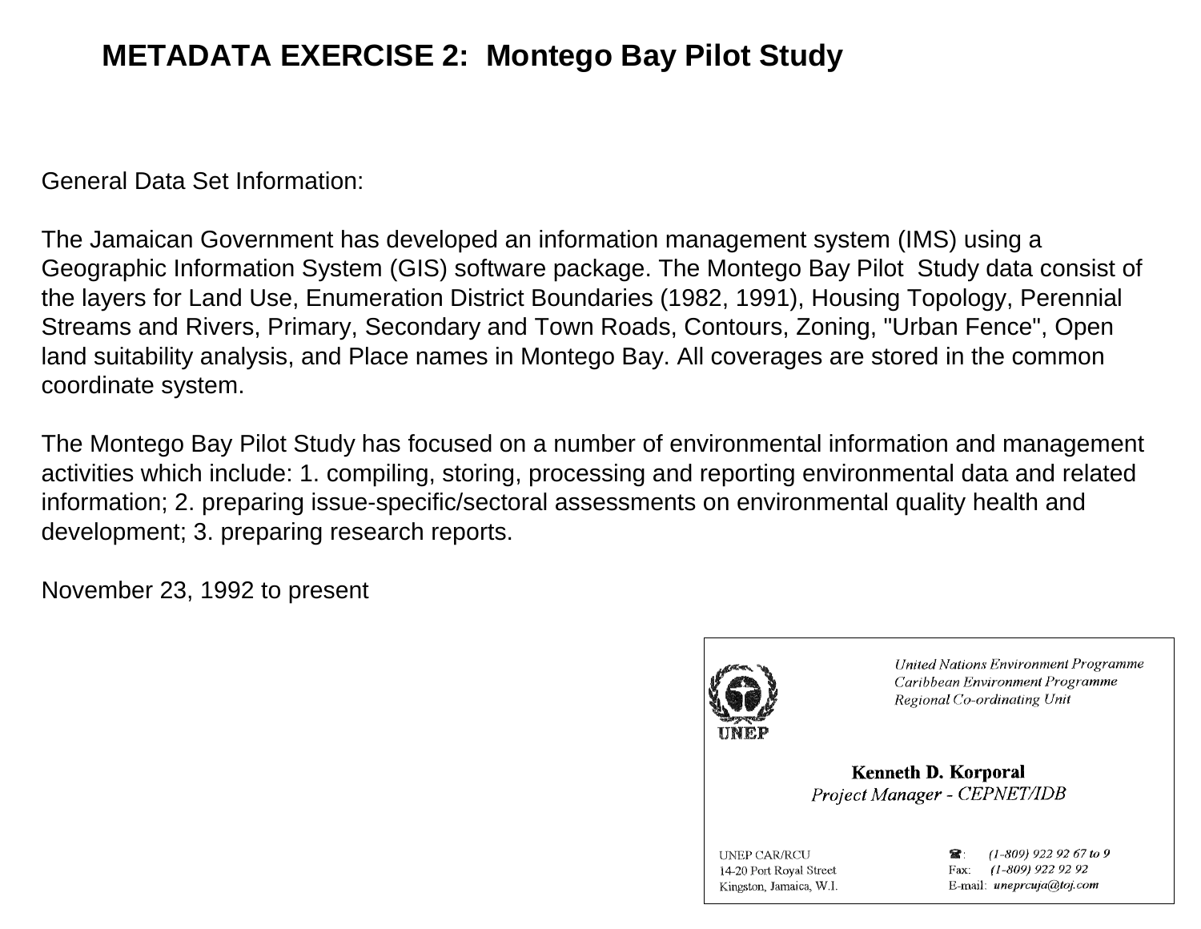# METADATA EXERCISE 2: Montego Bay Pilot Study

General Data Set Information:

The Jamaican Government has developed an information management system (IMS) using a Geographic Information System (GIS) software package. The Montego Bay Pilot Study data consist of the layers for Land Use, Enumeration District Boundaries (1982, 1991), Housing Topology, Perennial Streams and Rivers, Primary, Secondary and Town Roads, Contours, Zoning, "Urban Fence", Open land suitability analysis, and Place names in Montego Bay. All coverages are stored in the common coordinate system.

The Montego Bay Pilot Study has focused on a number of environmental information and management activities which include: 1. compiling, storing, processing and reporting environmental data and related information; 2. preparing issue-specific/sectoral assessments on environmental quality health and development; 3. preparing research reports.

November 23, 1992 to present

*United Nations Environment Programme*
*Caribbean Environment Programme*
*Regional Co-ordinating Unit*

UNEP

**Kenneth D. Korporal**
*Project Manager - CEPNET/IDB*

UNEP CAR/RCU
14-20 Port Royal Street
Kingston, Jamaica, W.I.

☎: *(1-809) 922 92 67 to 9*
Fax: *(1-809) 922 92 92*
E-mail: *uneprcuja@toj.com*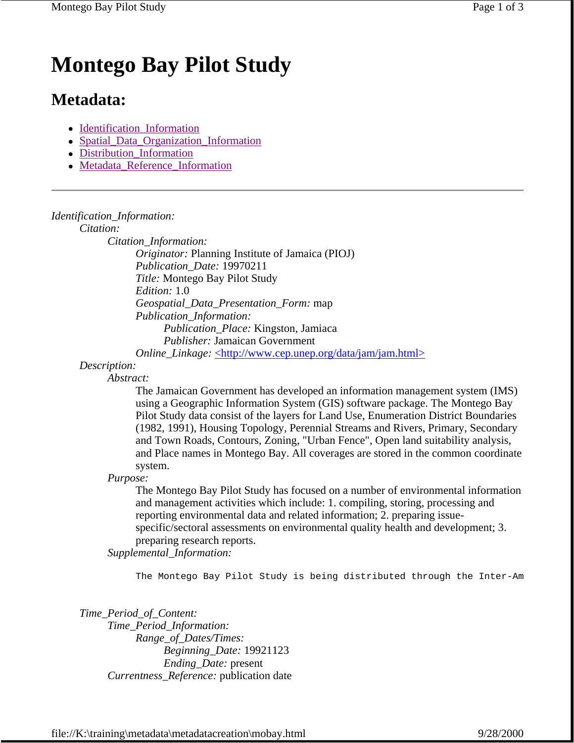# Montego Bay Pilot Study

## Metadata:

- Identification_Information
- Spatial_Data_Organization_Information
- Distribution_Information
- Metadata_Reference_Information

---

*Identification_Information:*

*Citation:*

*Citation_Information:*

*Originator:* Planning Institute of Jamaica (PIOJ)

*Publication_Date:* 19970211

*Title:* Montego Bay Pilot Study

*Edition:* 1.0

*Geospatial_Data_Presentation_Form:* map

*Publication_Information:*

*Publication_Place:* Kingston, Jamaica

*Publisher:* Jamaican Government

*Online_Linkage:* <http://www.cep.unep.org/data/jam/jam.html>

*Description:*

*Abstract:*

The Jamaican Government has developed an information management system (IMS) using a Geographic Information System (GIS) software package. The Montego Bay Pilot Study data consist of the layers for Land Use, Enumeration District Boundaries (1982, 1991), Housing Topology, Perennial Streams and Rivers, Primary, Secondary and Town Roads, Contours, Zoning, "Urban Fence", Open land suitability analysis, and Place names in Montego Bay. All coverages are stored in the common coordinate system.

*Purpose:*

The Montego Bay Pilot Study has focused on a number of environmental information and management activities which include: 1. compiling, storing, processing and reporting environmental data and related information; 2. preparing issue-specific/sectoral assessments on environmental quality health and development; 3. preparing research reports.

*Supplemental_Information:*

```
The Montego Bay Pilot Study is being distributed through the Inter-Am
```

*Time_Period_of_Content:*

*Time_Period_Information:*

*Range_of_Dates/Times:*

*Beginning_Date:* 19921123

*Ending_Date:* present

*Currentness_Reference:* publication date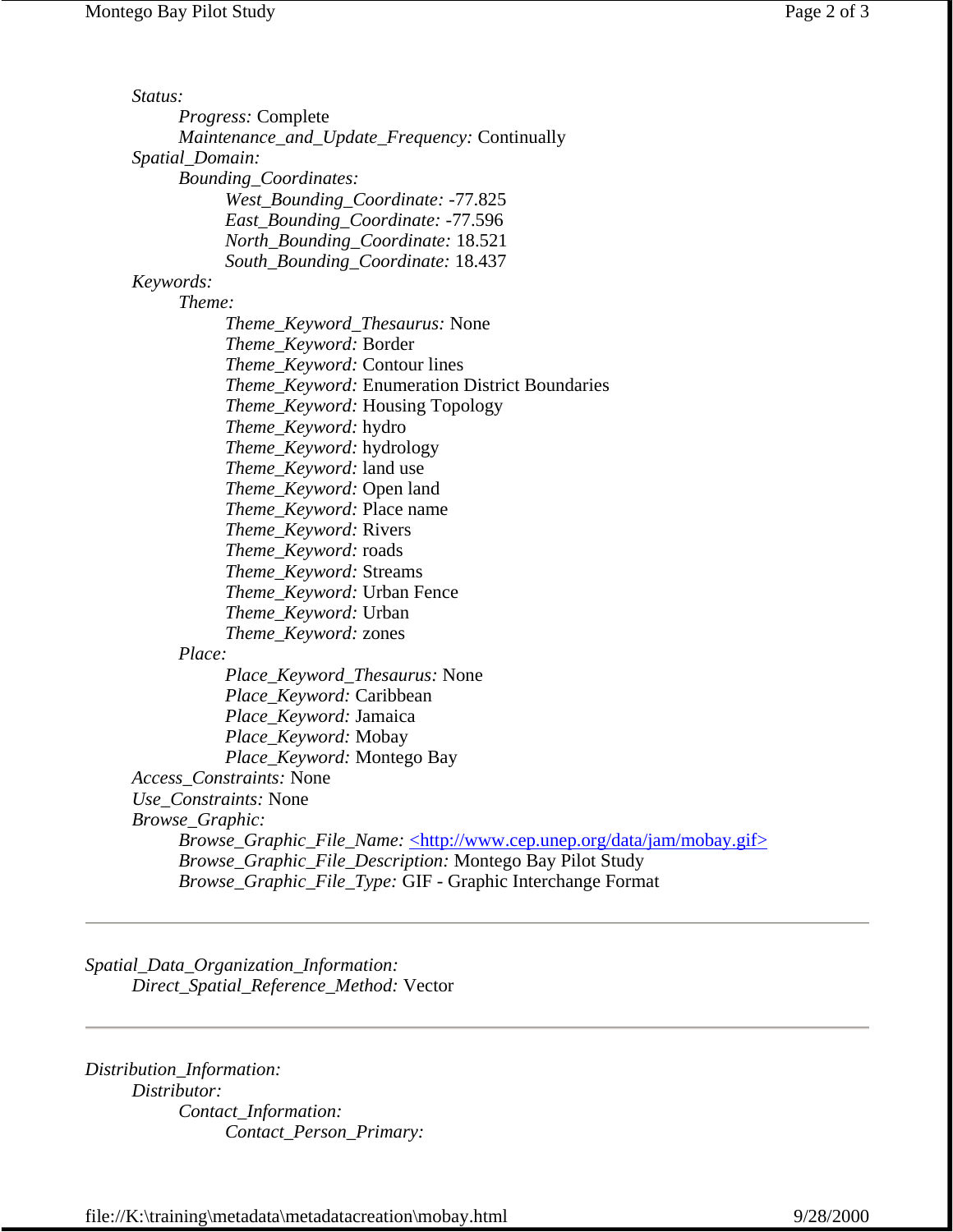*Status:*
- *Progress:* Complete
- *Maintenance_and_Update_Frequency:* Continually

*Spatial_Domain:*
- *Bounding_Coordinates:*
  - *West_Bounding_Coordinate:* -77.825
  - *East_Bounding_Coordinate:* -77.596
  - *North_Bounding_Coordinate:* 18.521
  - *South_Bounding_Coordinate:* 18.437

*Keywords:*
- *Theme:*
  - *Theme_Keyword_Thesaurus:* None
  - *Theme_Keyword:* Border
  - *Theme_Keyword:* Contour lines
  - *Theme_Keyword:* Enumeration District Boundaries
  - *Theme_Keyword:* Housing Topology
  - *Theme_Keyword:* hydro
  - *Theme_Keyword:* hydrology
  - *Theme_Keyword:* land use
  - *Theme_Keyword:* Open land
  - *Theme_Keyword:* Place name
  - *Theme_Keyword:* Rivers
  - *Theme_Keyword:* roads
  - *Theme_Keyword:* Streams
  - *Theme_Keyword:* Urban Fence
  - *Theme_Keyword:* Urban
  - *Theme_Keyword:* zones
- *Place:*
  - *Place_Keyword_Thesaurus:* None
  - *Place_Keyword:* Caribbean
  - *Place_Keyword:* Jamaica
  - *Place_Keyword:* Mobay
  - *Place_Keyword:* Montego Bay

*Access_Constraints:* None

*Use_Constraints:* None

*Browse_Graphic:*
- *Browse_Graphic_File_Name:* <http://www.cep.unep.org/data/jam/mobay.gif>
- *Browse_Graphic_File_Description:* Montego Bay Pilot Study
- *Browse_Graphic_File_Type:* GIF - Graphic Interchange Format

---

*Spatial_Data_Organization_Information:*
- *Direct_Spatial_Reference_Method:* Vector

---

*Distribution_Information:*
- *Distributor:*
  - *Contact_Information:*
    - *Contact_Person_Primary:*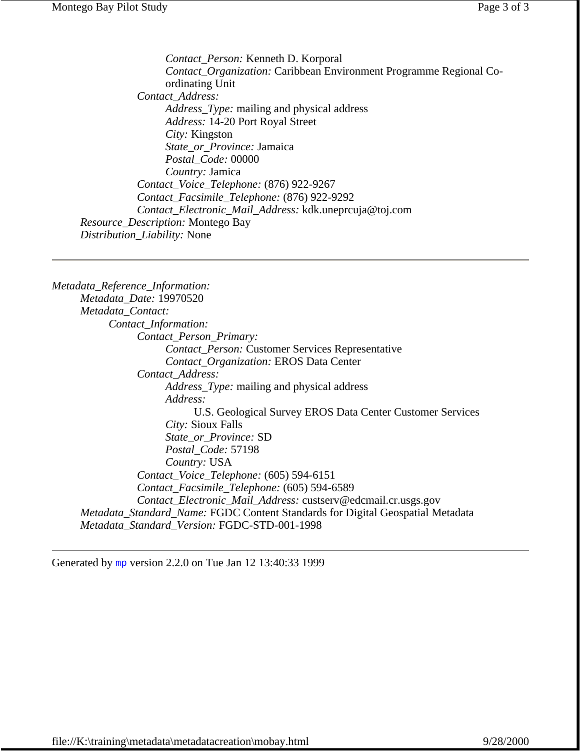*Contact_Person:* Kenneth D. Korporal
*Contact_Organization:* Caribbean Environment Programme Regional Co-ordinating Unit
*Contact_Address:*
*Address_Type:* mailing and physical address
*Address:* 14-20 Port Royal Street
*City:* Kingston
*State_or_Province:* Jamaica
*Postal_Code:* 00000
*Country:* Jamica
*Contact_Voice_Telephone:* (876) 922-9267
*Contact_Facsimile_Telephone:* (876) 922-9292
*Contact_Electronic_Mail_Address:* kdk.uneprcuja@toj.com
*Resource_Description:* Montego Bay
*Distribution_Liability:* None

---

*Metadata_Reference_Information:*
*Metadata_Date:* 19970520
*Metadata_Contact:*
*Contact_Information:*
*Contact_Person_Primary:*
*Contact_Person:* Customer Services Representative
*Contact_Organization:* EROS Data Center
*Contact_Address:*
*Address_Type:* mailing and physical address
*Address:*
U.S. Geological Survey EROS Data Center Customer Services
*City:* Sioux Falls
*State_or_Province:* SD
*Postal_Code:* 57198
*Country:* USA
*Contact_Voice_Telephone:* (605) 594-6151
*Contact_Facsimile_Telephone:* (605) 594-6589
*Contact_Electronic_Mail_Address:* custserv@edcmail.cr.usgs.gov
*Metadata_Standard_Name:* FGDC Content Standards for Digital Geospatial Metadata
*Metadata_Standard_Version:* FGDC-STD-001-1998

---

Generated by mp version 2.2.0 on Tue Jan 12 13:40:33 1999